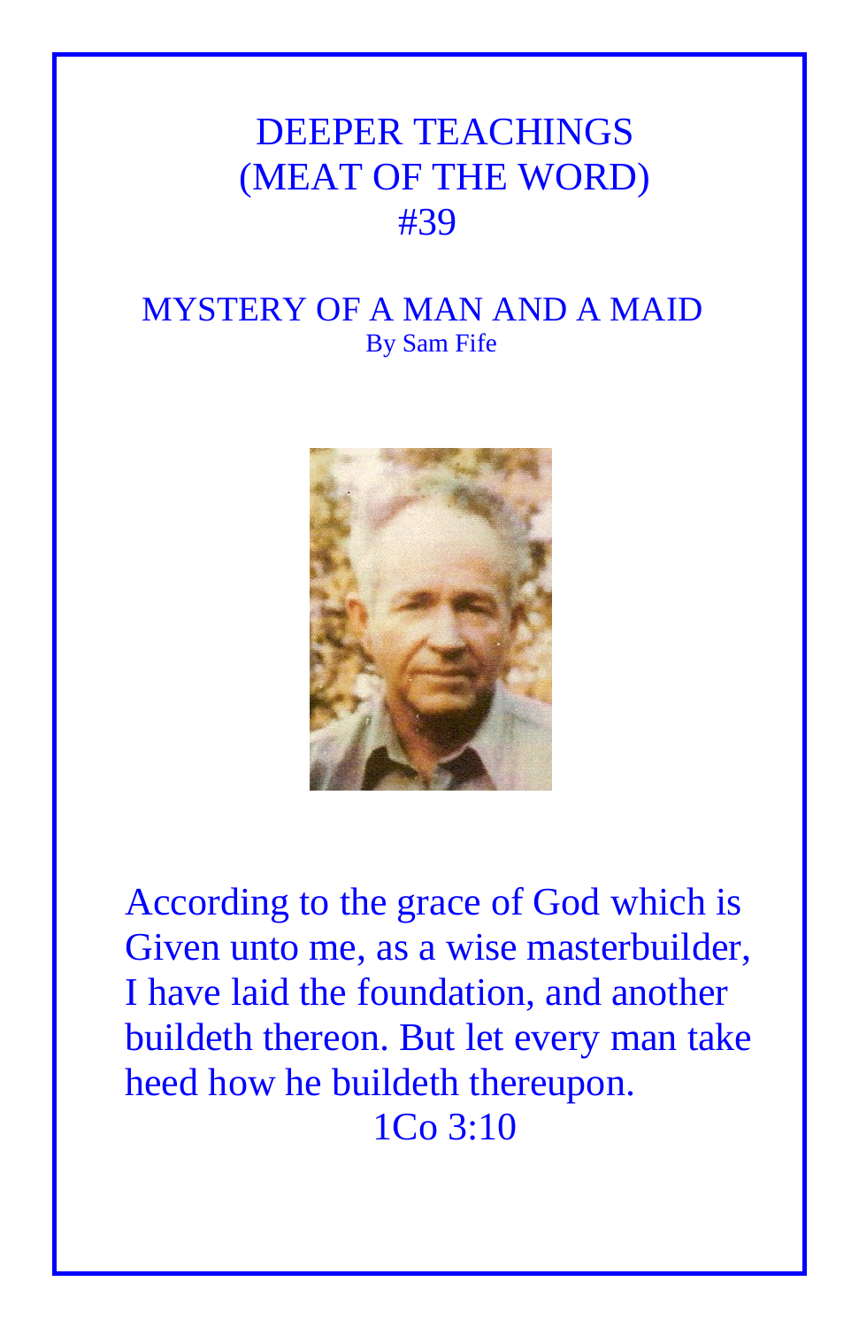# DEEPER TEACHINGS
# (MEAT OF THE WORD)
# #39

## MYSTERY OF A MAN AND A MAID

By Sam Fife

According to the grace of God which is Given unto me, as a wise masterbuilder, I have laid the foundation, and another buildeth thereon. But let every man take heed how he buildeth thereupon.

1Co 3:10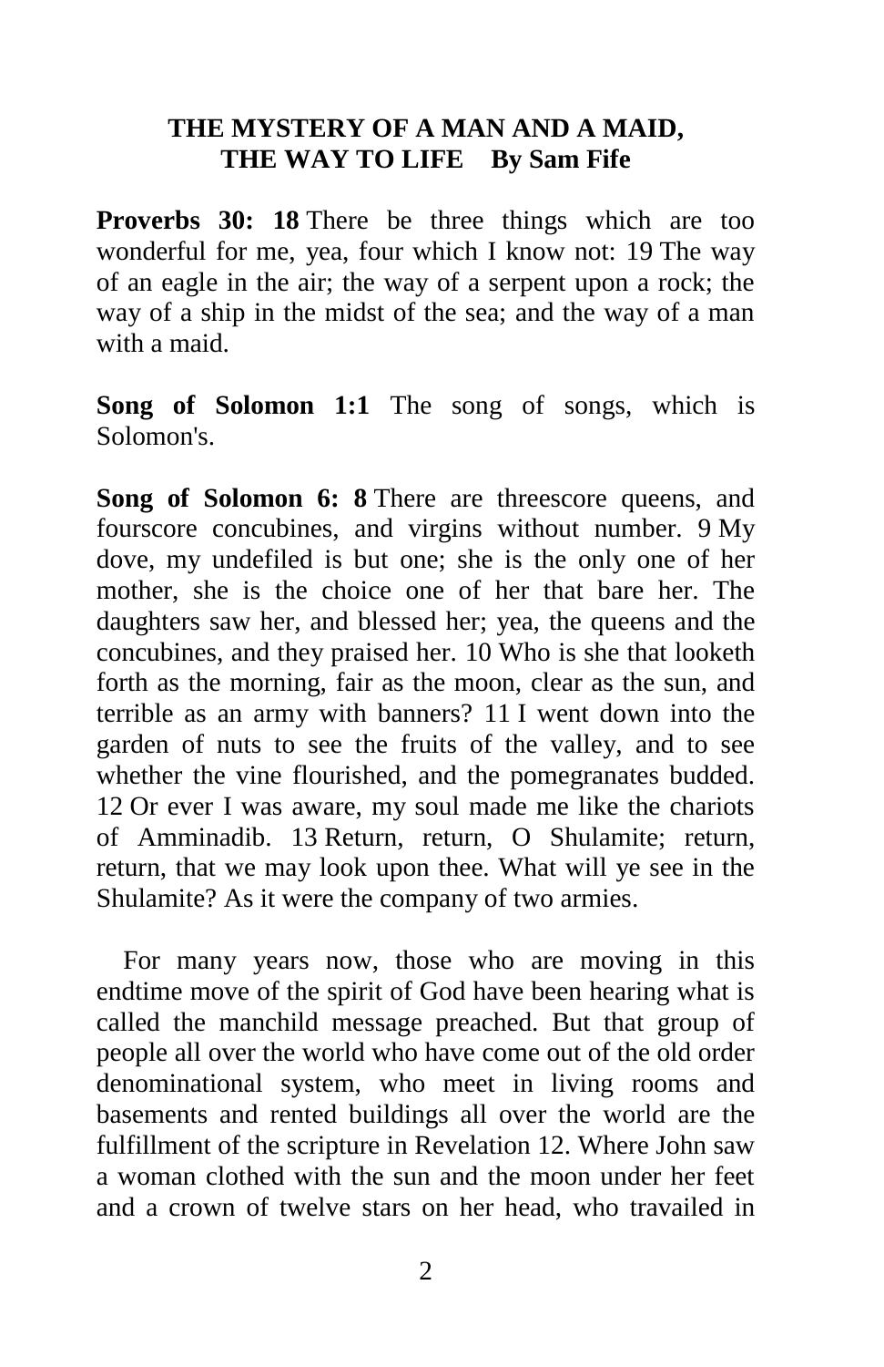## THE MYSTERY OF A MAN AND A MAID, THE WAY TO LIFE  By Sam Fife

**Proverbs 30: 18** There be three things which are too wonderful for me, yea, four which I know not: 19 The way of an eagle in the air; the way of a serpent upon a rock; the way of a ship in the midst of the sea; and the way of a man with a maid.

**Song of Solomon 1:1** The song of songs, which is Solomon's.

**Song of Solomon 6: 8** There are threescore queens, and fourscore concubines, and virgins without number. 9 My dove, my undefiled is but one; she is the only one of her mother, she is the choice one of her that bare her. The daughters saw her, and blessed her; yea, the queens and the concubines, and they praised her. 10 Who is she that looketh forth as the morning, fair as the moon, clear as the sun, and terrible as an army with banners? 11 I went down into the garden of nuts to see the fruits of the valley, and to see whether the vine flourished, and the pomegranates budded. 12 Or ever I was aware, my soul made me like the chariots of Amminadib. 13 Return, return, O Shulamite; return, return, that we may look upon thee. What will ye see in the Shulamite? As it were the company of two armies.

For many years now, those who are moving in this endtime move of the spirit of God have been hearing what is called the manchild message preached. But that group of people all over the world who have come out of the old order denominational system, who meet in living rooms and basements and rented buildings all over the world are the fulfillment of the scripture in Revelation 12. Where John saw a woman clothed with the sun and the moon under her feet and a crown of twelve stars on her head, who travailed in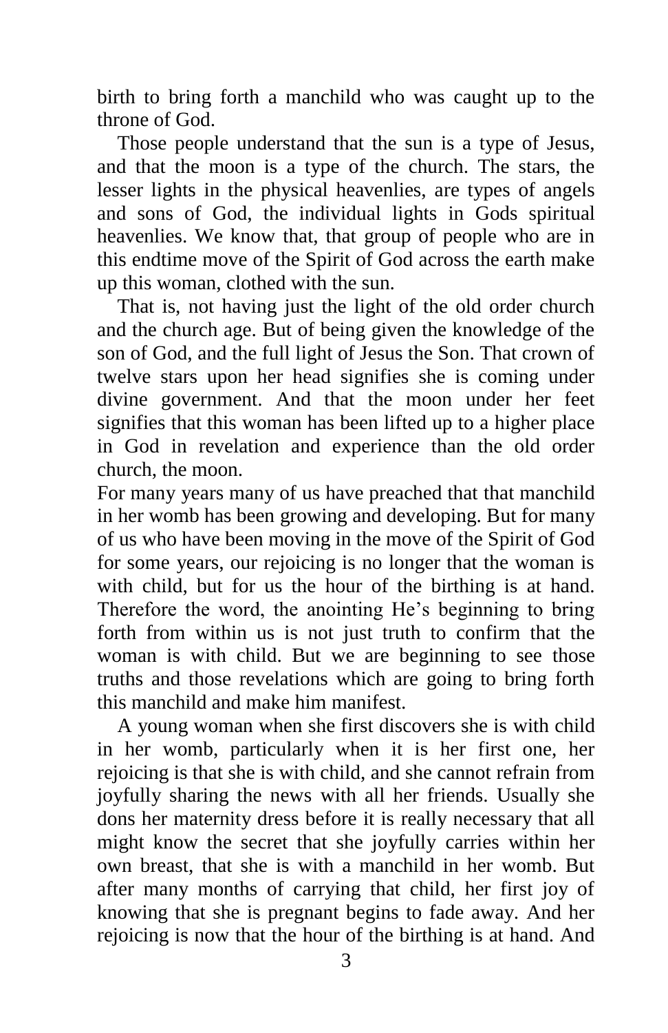birth to bring forth a manchild who was caught up to the throne of God.

Those people understand that the sun is a type of Jesus, and that the moon is a type of the church. The stars, the lesser lights in the physical heavenlies, are types of angels and sons of God, the individual lights in Gods spiritual heavenlies. We know that, that group of people who are in this endtime move of the Spirit of God across the earth make up this woman, clothed with the sun.

That is, not having just the light of the old order church and the church age. But of being given the knowledge of the son of God, and the full light of Jesus the Son. That crown of twelve stars upon her head signifies she is coming under divine government. And that the moon under her feet signifies that this woman has been lifted up to a higher place in God in revelation and experience than the old order church, the moon.

For many years many of us have preached that that manchild in her womb has been growing and developing. But for many of us who have been moving in the move of the Spirit of God for some years, our rejoicing is no longer that the woman is with child, but for us the hour of the birthing is at hand. Therefore the word, the anointing He's beginning to bring forth from within us is not just truth to confirm that the woman is with child. But we are beginning to see those truths and those revelations which are going to bring forth this manchild and make him manifest.

A young woman when she first discovers she is with child in her womb, particularly when it is her first one, her rejoicing is that she is with child, and she cannot refrain from joyfully sharing the news with all her friends. Usually she dons her maternity dress before it is really necessary that all might know the secret that she joyfully carries within her own breast, that she is with a manchild in her womb. But after many months of carrying that child, her first joy of knowing that she is pregnant begins to fade away. And her rejoicing is now that the hour of the birthing is at hand. And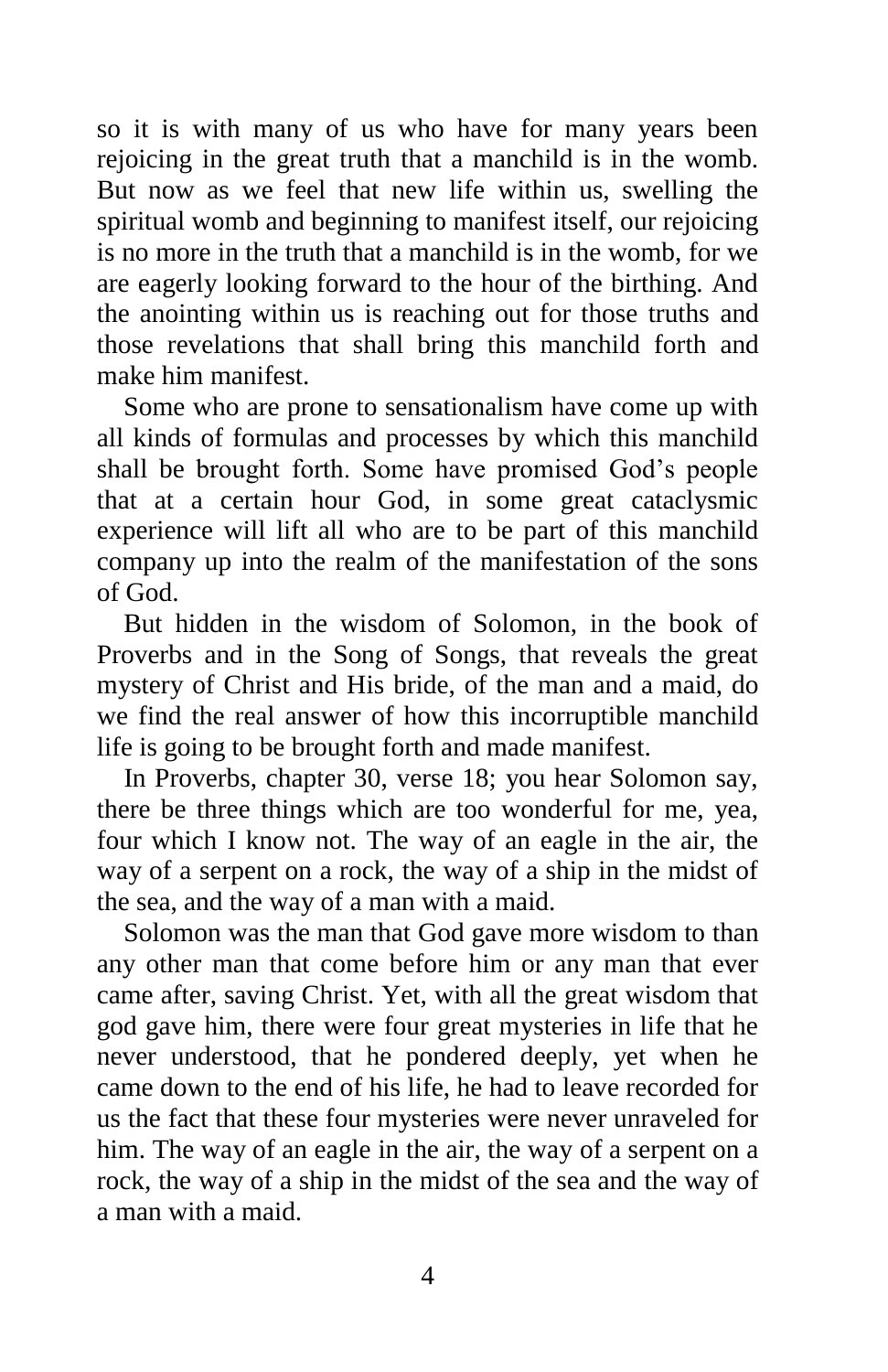so it is with many of us who have for many years been rejoicing in the great truth that a manchild is in the womb. But now as we feel that new life within us, swelling the spiritual womb and beginning to manifest itself, our rejoicing is no more in the truth that a manchild is in the womb, for we are eagerly looking forward to the hour of the birthing. And the anointing within us is reaching out for those truths and those revelations that shall bring this manchild forth and make him manifest.

Some who are prone to sensationalism have come up with all kinds of formulas and processes by which this manchild shall be brought forth. Some have promised God's people that at a certain hour God, in some great cataclysmic experience will lift all who are to be part of this manchild company up into the realm of the manifestation of the sons of God.

But hidden in the wisdom of Solomon, in the book of Proverbs and in the Song of Songs, that reveals the great mystery of Christ and His bride, of the man and a maid, do we find the real answer of how this incorruptible manchild life is going to be brought forth and made manifest.

In Proverbs, chapter 30, verse 18; you hear Solomon say, there be three things which are too wonderful for me, yea, four which I know not. The way of an eagle in the air, the way of a serpent on a rock, the way of a ship in the midst of the sea, and the way of a man with a maid.

Solomon was the man that God gave more wisdom to than any other man that come before him or any man that ever came after, saving Christ. Yet, with all the great wisdom that god gave him, there were four great mysteries in life that he never understood, that he pondered deeply, yet when he came down to the end of his life, he had to leave recorded for us the fact that these four mysteries were never unraveled for him. The way of an eagle in the air, the way of a serpent on a rock, the way of a ship in the midst of the sea and the way of a man with a maid.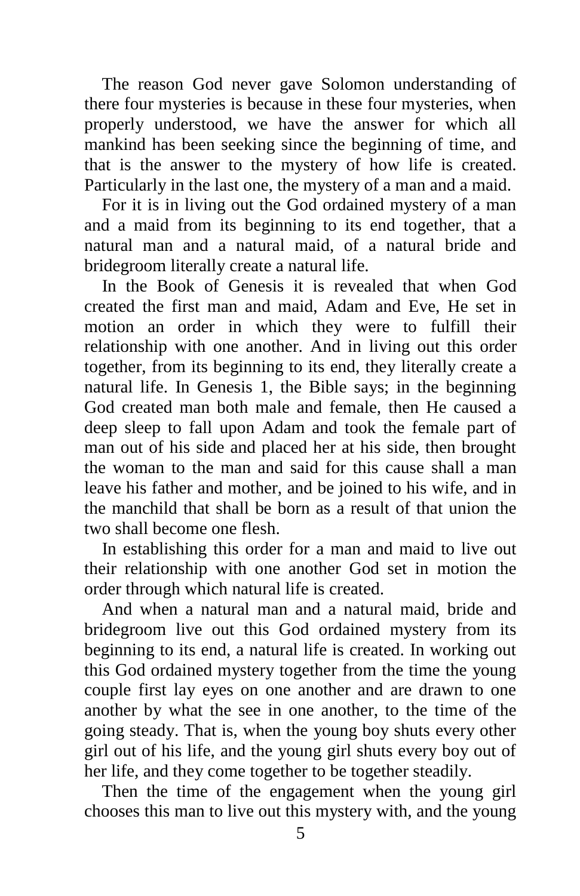The reason God never gave Solomon understanding of there four mysteries is because in these four mysteries, when properly understood, we have the answer for which all mankind has been seeking since the beginning of time, and that is the answer to the mystery of how life is created. Particularly in the last one, the mystery of a man and a maid.

For it is in living out the God ordained mystery of a man and a maid from its beginning to its end together, that a natural man and a natural maid, of a natural bride and bridegroom literally create a natural life.

In the Book of Genesis it is revealed that when God created the first man and maid, Adam and Eve, He set in motion an order in which they were to fulfill their relationship with one another. And in living out this order together, from its beginning to its end, they literally create a natural life. In Genesis 1, the Bible says; in the beginning God created man both male and female, then He caused a deep sleep to fall upon Adam and took the female part of man out of his side and placed her at his side, then brought the woman to the man and said for this cause shall a man leave his father and mother, and be joined to his wife, and in the manchild that shall be born as a result of that union the two shall become one flesh.

In establishing this order for a man and maid to live out their relationship with one another God set in motion the order through which natural life is created.

And when a natural man and a natural maid, bride and bridegroom live out this God ordained mystery from its beginning to its end, a natural life is created. In working out this God ordained mystery together from the time the young couple first lay eyes on one another and are drawn to one another by what the see in one another, to the time of the going steady. That is, when the young boy shuts every other girl out of his life, and the young girl shuts every boy out of her life, and they come together to be together steadily.

Then the time of the engagement when the young girl chooses this man to live out this mystery with, and the young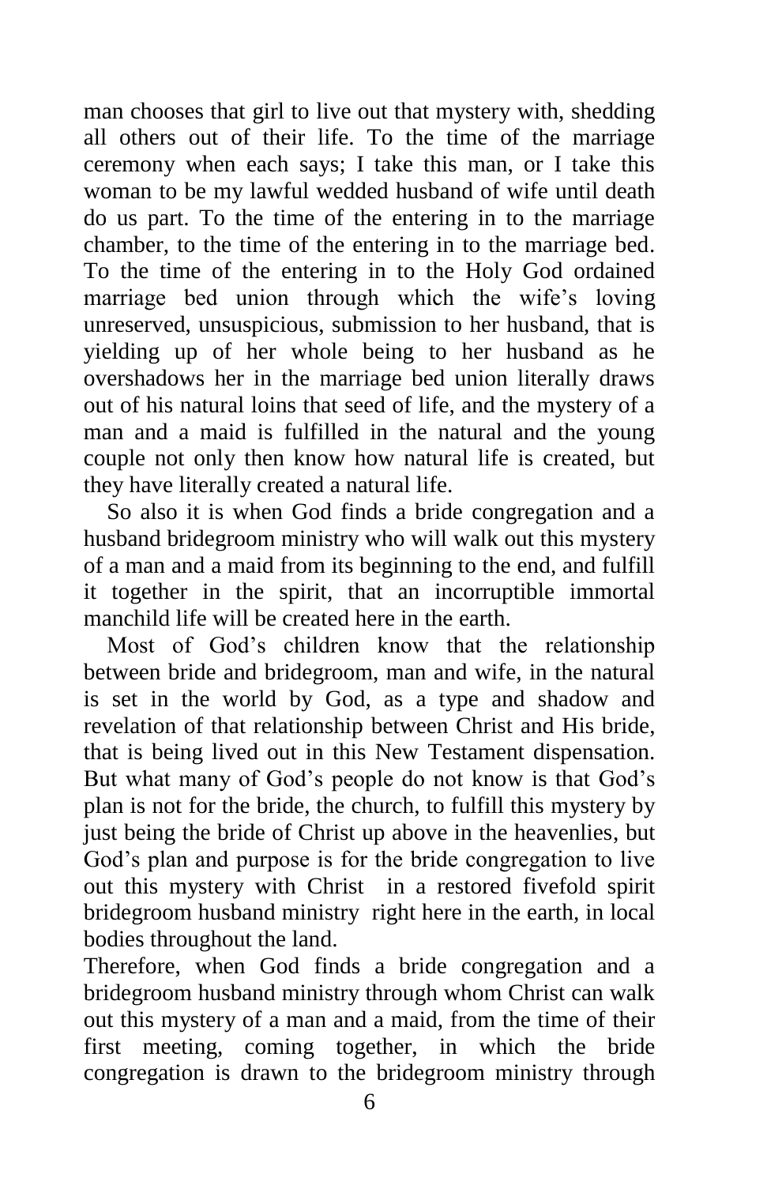man chooses that girl to live out that mystery with, shedding all others out of their life. To the time of the marriage ceremony when each says; I take this man, or I take this woman to be my lawful wedded husband of wife until death do us part. To the time of the entering in to the marriage chamber, to the time of the entering in to the marriage bed. To the time of the entering in to the Holy God ordained marriage bed union through which the wife's loving unreserved, unsuspicious, submission to her husband, that is yielding up of her whole being to her husband as he overshadows her in the marriage bed union literally draws out of his natural loins that seed of life, and the mystery of a man and a maid is fulfilled in the natural and the young couple not only then know how natural life is created, but they have literally created a natural life.

So also it is when God finds a bride congregation and a husband bridegroom ministry who will walk out this mystery of a man and a maid from its beginning to the end, and fulfill it together in the spirit, that an incorruptible immortal manchild life will be created here in the earth.

Most of God's children know that the relationship between bride and bridegroom, man and wife, in the natural is set in the world by God, as a type and shadow and revelation of that relationship between Christ and His bride, that is being lived out in this New Testament dispensation. But what many of God's people do not know is that God's plan is not for the bride, the church, to fulfill this mystery by just being the bride of Christ up above in the heavenlies, but God's plan and purpose is for the bride congregation to live out this mystery with Christ in a restored fivefold spirit bridegroom husband ministry right here in the earth, in local bodies throughout the land.

Therefore, when God finds a bride congregation and a bridegroom husband ministry through whom Christ can walk out this mystery of a man and a maid, from the time of their first meeting, coming together, in which the bride congregation is drawn to the bridegroom ministry through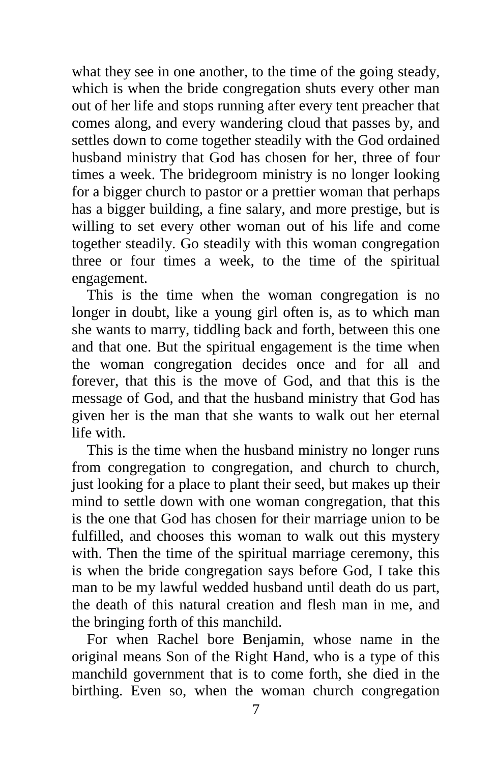what they see in one another, to the time of the going steady, which is when the bride congregation shuts every other man out of her life and stops running after every tent preacher that comes along, and every wandering cloud that passes by, and settles down to come together steadily with the God ordained husband ministry that God has chosen for her, three of four times a week. The bridegroom ministry is no longer looking for a bigger church to pastor or a prettier woman that perhaps has a bigger building, a fine salary, and more prestige, but is willing to set every other woman out of his life and come together steadily. Go steadily with this woman congregation three or four times a week, to the time of the spiritual engagement.

This is the time when the woman congregation is no longer in doubt, like a young girl often is, as to which man she wants to marry, tiddling back and forth, between this one and that one. But the spiritual engagement is the time when the woman congregation decides once and for all and forever, that this is the move of God, and that this is the message of God, and that the husband ministry that God has given her is the man that she wants to walk out her eternal life with.

This is the time when the husband ministry no longer runs from congregation to congregation, and church to church, just looking for a place to plant their seed, but makes up their mind to settle down with one woman congregation, that this is the one that God has chosen for their marriage union to be fulfilled, and chooses this woman to walk out this mystery with. Then the time of the spiritual marriage ceremony, this is when the bride congregation says before God, I take this man to be my lawful wedded husband until death do us part, the death of this natural creation and flesh man in me, and the bringing forth of this manchild.

For when Rachel bore Benjamin, whose name in the original means Son of the Right Hand, who is a type of this manchild government that is to come forth, she died in the birthing. Even so, when the woman church congregation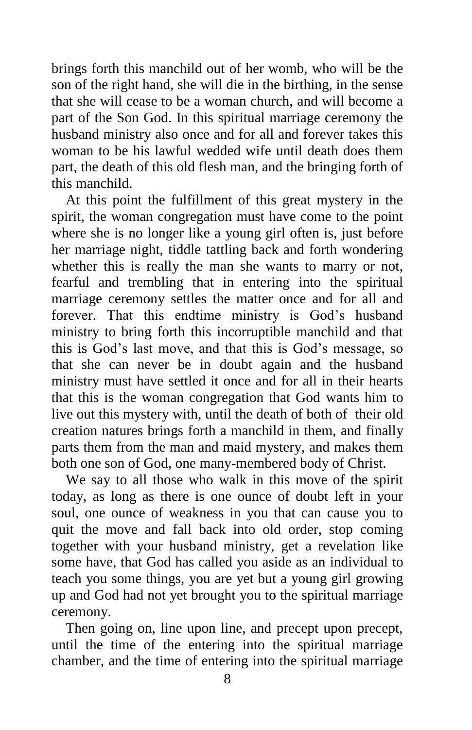brings forth this manchild out of her womb, who will be the son of the right hand, she will die in the birthing, in the sense that she will cease to be a woman church, and will become a part of the Son God. In this spiritual marriage ceremony the husband ministry also once and for all and forever takes this woman to be his lawful wedded wife until death does them part, the death of this old flesh man, and the bringing forth of this manchild.

At this point the fulfillment of this great mystery in the spirit, the woman congregation must have come to the point where she is no longer like a young girl often is, just before her marriage night, tiddle tattling back and forth wondering whether this is really the man she wants to marry or not, fearful and trembling that in entering into the spiritual marriage ceremony settles the matter once and for all and forever. That this endtime ministry is God's husband ministry to bring forth this incorruptible manchild and that this is God's last move, and that this is God's message, so that she can never be in doubt again and the husband ministry must have settled it once and for all in their hearts that this is the woman congregation that God wants him to live out this mystery with, until the death of both of their old creation natures brings forth a manchild in them, and finally parts them from the man and maid mystery, and makes them both one son of God, one many-membered body of Christ.

We say to all those who walk in this move of the spirit today, as long as there is one ounce of doubt left in your soul, one ounce of weakness in you that can cause you to quit the move and fall back into old order, stop coming together with your husband ministry, get a revelation like some have, that God has called you aside as an individual to teach you some things, you are yet but a young girl growing up and God had not yet brought you to the spiritual marriage ceremony.

Then going on, line upon line, and precept upon precept, until the time of the entering into the spiritual marriage chamber, and the time of entering into the spiritual marriage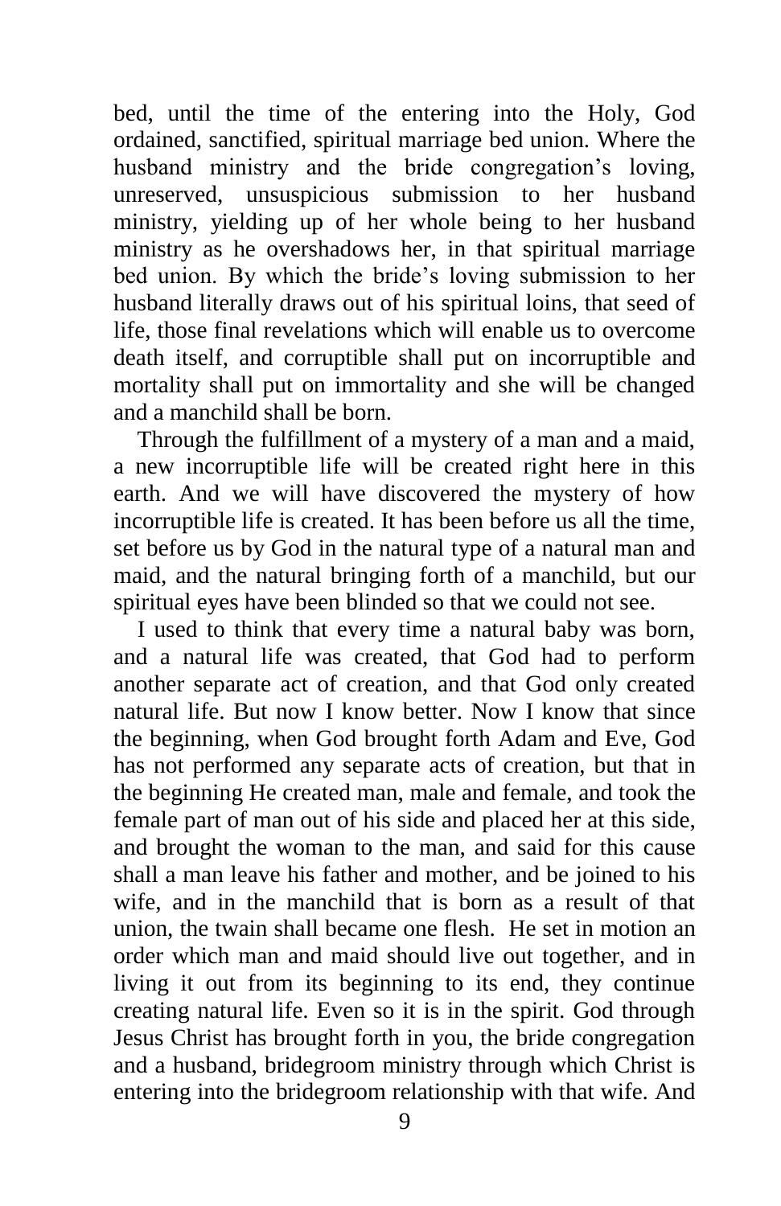bed, until the time of the entering into the Holy, God ordained, sanctified, spiritual marriage bed union. Where the husband ministry and the bride congregation's loving, unreserved, unsuspicious submission to her husband ministry, yielding up of her whole being to her husband ministry as he overshadows her, in that spiritual marriage bed union. By which the bride's loving submission to her husband literally draws out of his spiritual loins, that seed of life, those final revelations which will enable us to overcome death itself, and corruptible shall put on incorruptible and mortality shall put on immortality and she will be changed and a manchild shall be born.

Through the fulfillment of a mystery of a man and a maid, a new incorruptible life will be created right here in this earth. And we will have discovered the mystery of how incorruptible life is created. It has been before us all the time, set before us by God in the natural type of a natural man and maid, and the natural bringing forth of a manchild, but our spiritual eyes have been blinded so that we could not see.

I used to think that every time a natural baby was born, and a natural life was created, that God had to perform another separate act of creation, and that God only created natural life. But now I know better. Now I know that since the beginning, when God brought forth Adam and Eve, God has not performed any separate acts of creation, but that in the beginning He created man, male and female, and took the female part of man out of his side and placed her at this side, and brought the woman to the man, and said for this cause shall a man leave his father and mother, and be joined to his wife, and in the manchild that is born as a result of that union, the twain shall became one flesh. He set in motion an order which man and maid should live out together, and in living it out from its beginning to its end, they continue creating natural life. Even so it is in the spirit. God through Jesus Christ has brought forth in you, the bride congregation and a husband, bridegroom ministry through which Christ is entering into the bridegroom relationship with that wife. And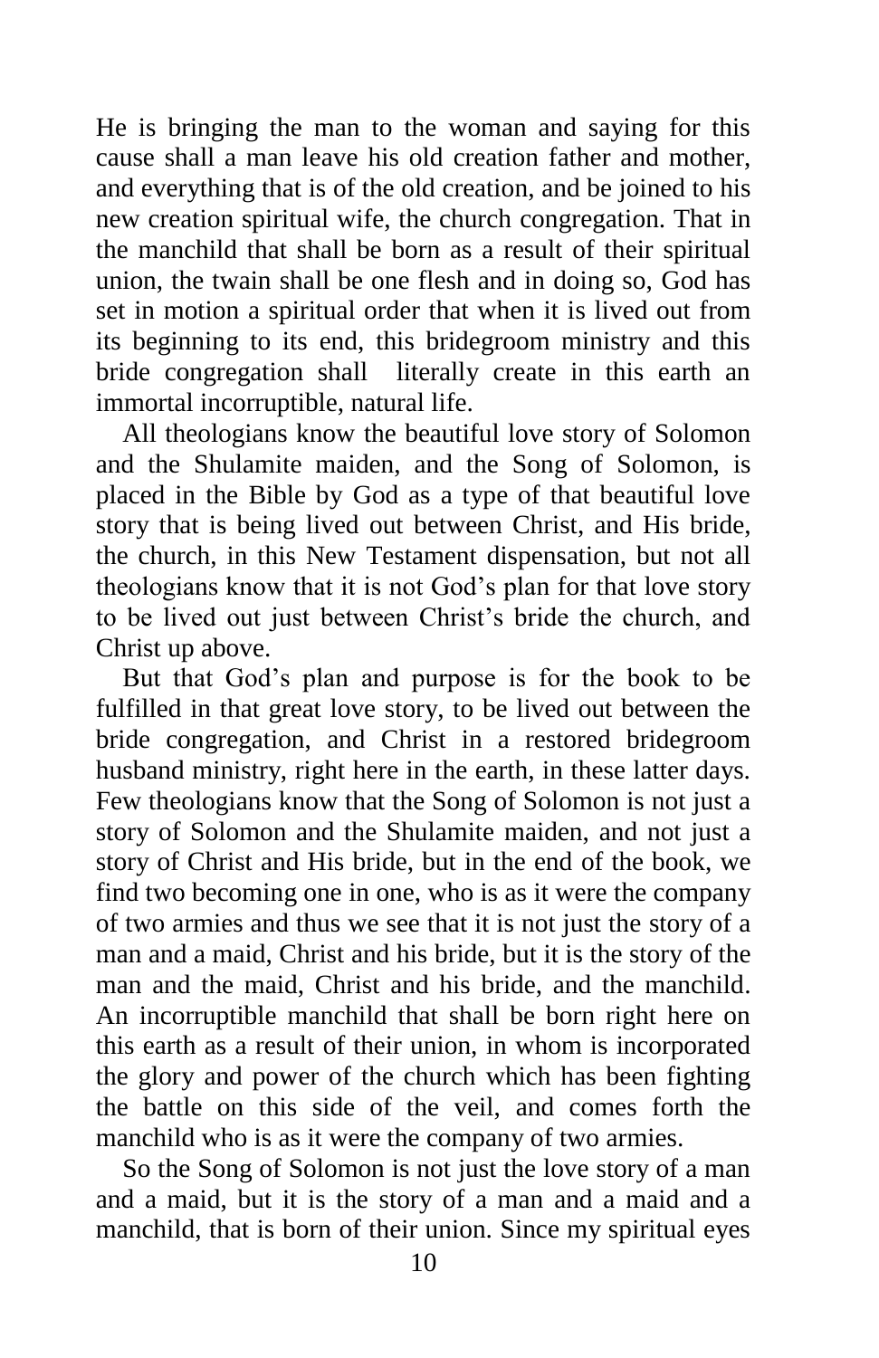He is bringing the man to the woman and saying for this cause shall a man leave his old creation father and mother, and everything that is of the old creation, and be joined to his new creation spiritual wife, the church congregation. That in the manchild that shall be born as a result of their spiritual union, the twain shall be one flesh and in doing so, God has set in motion a spiritual order that when it is lived out from its beginning to its end, this bridegroom ministry and this bride congregation shall literally create in this earth an immortal incorruptible, natural life.

All theologians know the beautiful love story of Solomon and the Shulamite maiden, and the Song of Solomon, is placed in the Bible by God as a type of that beautiful love story that is being lived out between Christ, and His bride, the church, in this New Testament dispensation, but not all theologians know that it is not God's plan for that love story to be lived out just between Christ's bride the church, and Christ up above.

But that God's plan and purpose is for the book to be fulfilled in that great love story, to be lived out between the bride congregation, and Christ in a restored bridegroom husband ministry, right here in the earth, in these latter days. Few theologians know that the Song of Solomon is not just a story of Solomon and the Shulamite maiden, and not just a story of Christ and His bride, but in the end of the book, we find two becoming one in one, who is as it were the company of two armies and thus we see that it is not just the story of a man and a maid, Christ and his bride, but it is the story of the man and the maid, Christ and his bride, and the manchild. An incorruptible manchild that shall be born right here on this earth as a result of their union, in whom is incorporated the glory and power of the church which has been fighting the battle on this side of the veil, and comes forth the manchild who is as it were the company of two armies.

So the Song of Solomon is not just the love story of a man and a maid, but it is the story of a man and a maid and a manchild, that is born of their union. Since my spiritual eyes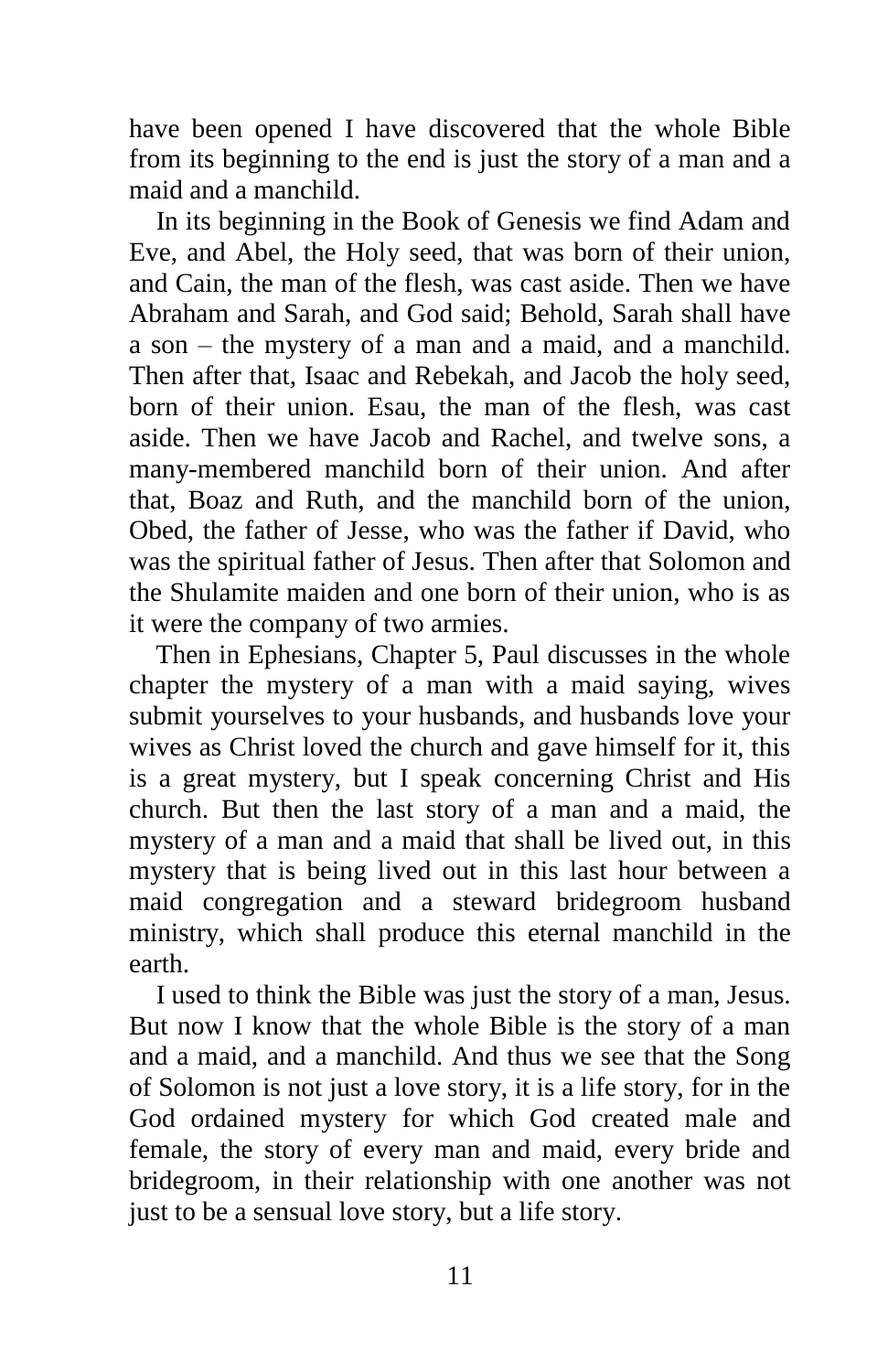have been opened I have discovered that the whole Bible from its beginning to the end is just the story of a man and a maid and a manchild.

In its beginning in the Book of Genesis we find Adam and Eve, and Abel, the Holy seed, that was born of their union, and Cain, the man of the flesh, was cast aside. Then we have Abraham and Sarah, and God said; Behold, Sarah shall have a son – the mystery of a man and a maid, and a manchild. Then after that, Isaac and Rebekah, and Jacob the holy seed, born of their union. Esau, the man of the flesh, was cast aside. Then we have Jacob and Rachel, and twelve sons, a many-membered manchild born of their union. And after that, Boaz and Ruth, and the manchild born of the union, Obed, the father of Jesse, who was the father if David, who was the spiritual father of Jesus. Then after that Solomon and the Shulamite maiden and one born of their union, who is as it were the company of two armies.

Then in Ephesians, Chapter 5, Paul discusses in the whole chapter the mystery of a man with a maid saying, wives submit yourselves to your husbands, and husbands love your wives as Christ loved the church and gave himself for it, this is a great mystery, but I speak concerning Christ and His church. But then the last story of a man and a maid, the mystery of a man and a maid that shall be lived out, in this mystery that is being lived out in this last hour between a maid congregation and a steward bridegroom husband ministry, which shall produce this eternal manchild in the earth.

I used to think the Bible was just the story of a man, Jesus. But now I know that the whole Bible is the story of a man and a maid, and a manchild. And thus we see that the Song of Solomon is not just a love story, it is a life story, for in the God ordained mystery for which God created male and female, the story of every man and maid, every bride and bridegroom, in their relationship with one another was not just to be a sensual love story, but a life story.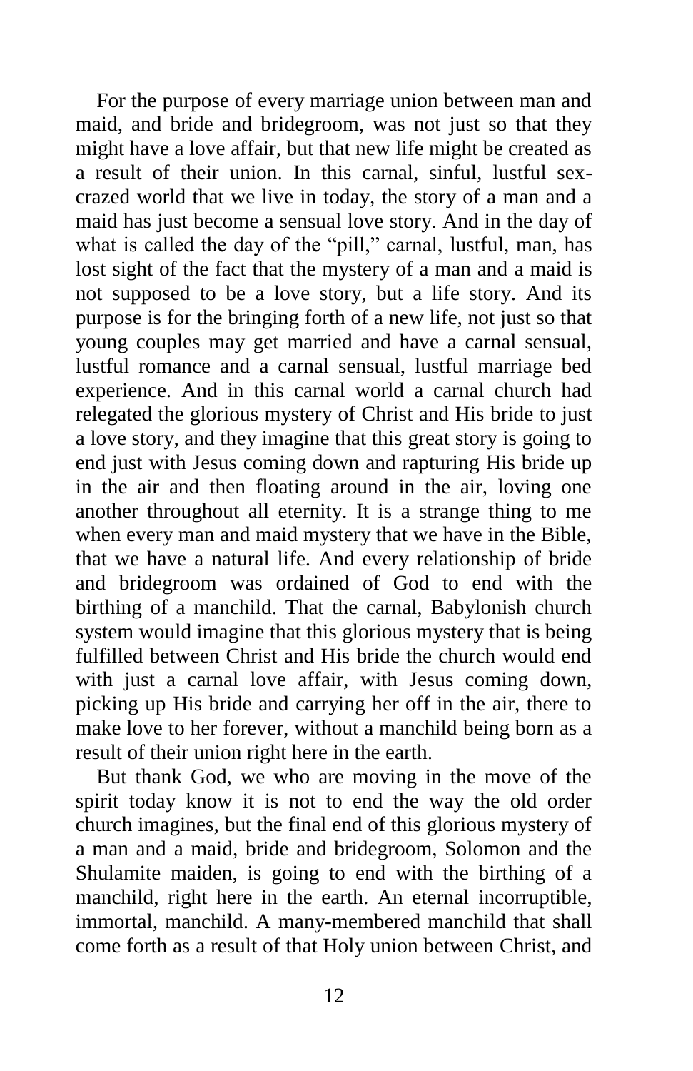For the purpose of every marriage union between man and maid, and bride and bridegroom, was not just so that they might have a love affair, but that new life might be created as a result of their union. In this carnal, sinful, lustful sex-crazed world that we live in today, the story of a man and a maid has just become a sensual love story. And in the day of what is called the day of the "pill," carnal, lustful, man, has lost sight of the fact that the mystery of a man and a maid is not supposed to be a love story, but a life story. And its purpose is for the bringing forth of a new life, not just so that young couples may get married and have a carnal sensual, lustful romance and a carnal sensual, lustful marriage bed experience. And in this carnal world a carnal church had relegated the glorious mystery of Christ and His bride to just a love story, and they imagine that this great story is going to end just with Jesus coming down and rapturing His bride up in the air and then floating around in the air, loving one another throughout all eternity. It is a strange thing to me when every man and maid mystery that we have in the Bible, that we have a natural life. And every relationship of bride and bridegroom was ordained of God to end with the birthing of a manchild. That the carnal, Babylonish church system would imagine that this glorious mystery that is being fulfilled between Christ and His bride the church would end with just a carnal love affair, with Jesus coming down, picking up His bride and carrying her off in the air, there to make love to her forever, without a manchild being born as a result of their union right here in the earth.

But thank God, we who are moving in the move of the spirit today know it is not to end the way the old order church imagines, but the final end of this glorious mystery of a man and a maid, bride and bridegroom, Solomon and the Shulamite maiden, is going to end with the birthing of a manchild, right here in the earth. An eternal incorruptible, immortal, manchild. A many-membered manchild that shall come forth as a result of that Holy union between Christ, and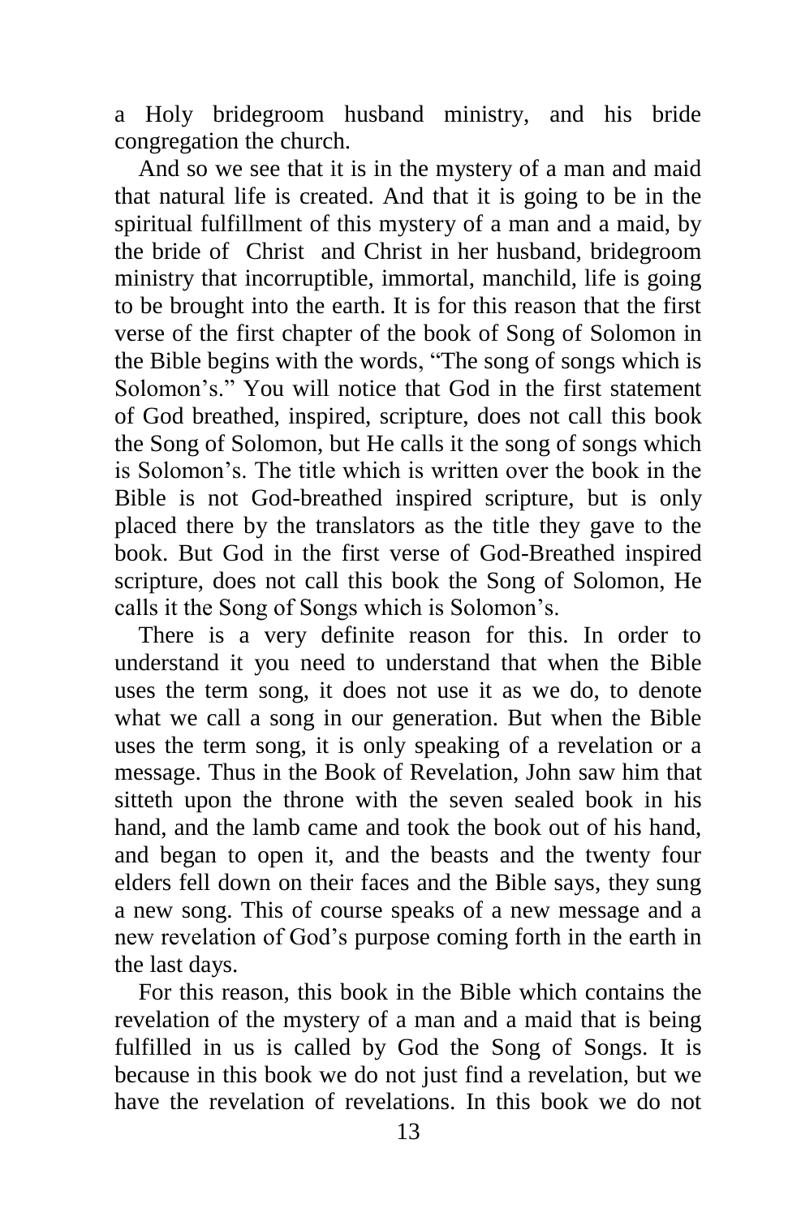a Holy bridegroom husband ministry, and his bride congregation the church.

And so we see that it is in the mystery of a man and maid that natural life is created. And that it is going to be in the spiritual fulfillment of this mystery of a man and a maid, by the bride of Christ and Christ in her husband, bridegroom ministry that incorruptible, immortal, manchild, life is going to be brought into the earth. It is for this reason that the first verse of the first chapter of the book of Song of Solomon in the Bible begins with the words, "The song of songs which is Solomon's." You will notice that God in the first statement of God breathed, inspired, scripture, does not call this book the Song of Solomon, but He calls it the song of songs which is Solomon's. The title which is written over the book in the Bible is not God-breathed inspired scripture, but is only placed there by the translators as the title they gave to the book. But God in the first verse of God-Breathed inspired scripture, does not call this book the Song of Solomon, He calls it the Song of Songs which is Solomon's.

There is a very definite reason for this. In order to understand it you need to understand that when the Bible uses the term song, it does not use it as we do, to denote what we call a song in our generation. But when the Bible uses the term song, it is only speaking of a revelation or a message. Thus in the Book of Revelation, John saw him that sitteth upon the throne with the seven sealed book in his hand, and the lamb came and took the book out of his hand, and began to open it, and the beasts and the twenty four elders fell down on their faces and the Bible says, they sung a new song. This of course speaks of a new message and a new revelation of God's purpose coming forth in the earth in the last days.

For this reason, this book in the Bible which contains the revelation of the mystery of a man and a maid that is being fulfilled in us is called by God the Song of Songs. It is because in this book we do not just find a revelation, but we have the revelation of revelations. In this book we do not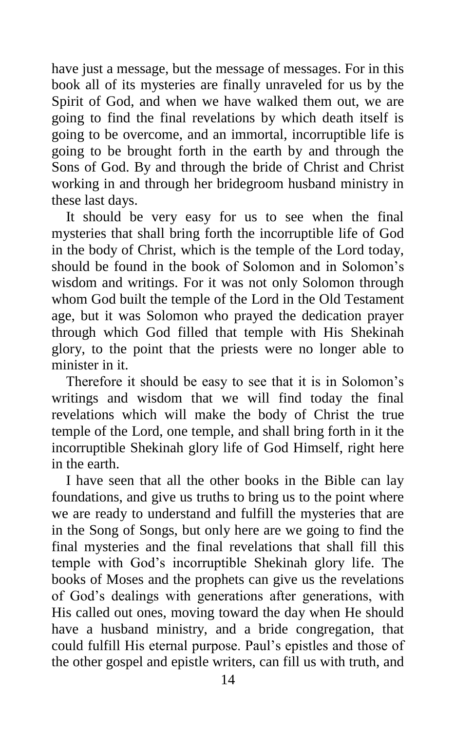have just a message, but the message of messages. For in this book all of its mysteries are finally unraveled for us by the Spirit of God, and when we have walked them out, we are going to find the final revelations by which death itself is going to be overcome, and an immortal, incorruptible life is going to be brought forth in the earth by and through the Sons of God. By and through the bride of Christ and Christ working in and through her bridegroom husband ministry in these last days.

It should be very easy for us to see when the final mysteries that shall bring forth the incorruptible life of God in the body of Christ, which is the temple of the Lord today, should be found in the book of Solomon and in Solomon's wisdom and writings. For it was not only Solomon through whom God built the temple of the Lord in the Old Testament age, but it was Solomon who prayed the dedication prayer through which God filled that temple with His Shekinah glory, to the point that the priests were no longer able to minister in it.

Therefore it should be easy to see that it is in Solomon's writings and wisdom that we will find today the final revelations which will make the body of Christ the true temple of the Lord, one temple, and shall bring forth in it the incorruptible Shekinah glory life of God Himself, right here in the earth.

I have seen that all the other books in the Bible can lay foundations, and give us truths to bring us to the point where we are ready to understand and fulfill the mysteries that are in the Song of Songs, but only here are we going to find the final mysteries and the final revelations that shall fill this temple with God's incorruptible Shekinah glory life. The books of Moses and the prophets can give us the revelations of God's dealings with generations after generations, with His called out ones, moving toward the day when He should have a husband ministry, and a bride congregation, that could fulfill His eternal purpose. Paul's epistles and those of the other gospel and epistle writers, can fill us with truth, and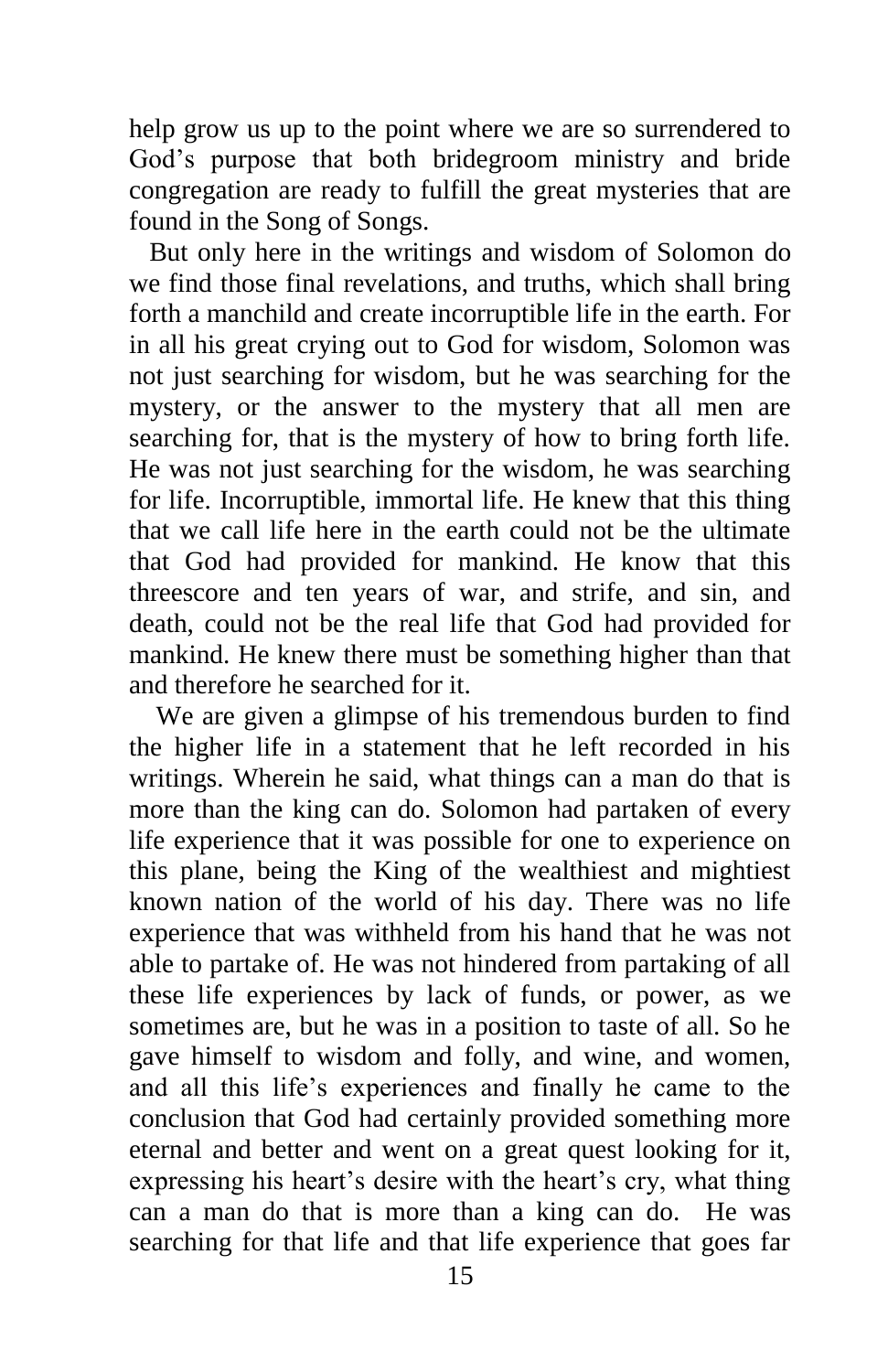help grow us up to the point where we are so surrendered to God's purpose that both bridegroom ministry and bride congregation are ready to fulfill the great mysteries that are found in the Song of Songs.

But only here in the writings and wisdom of Solomon do we find those final revelations, and truths, which shall bring forth a manchild and create incorruptible life in the earth. For in all his great crying out to God for wisdom, Solomon was not just searching for wisdom, but he was searching for the mystery, or the answer to the mystery that all men are searching for, that is the mystery of how to bring forth life. He was not just searching for the wisdom, he was searching for life. Incorruptible, immortal life. He knew that this thing that we call life here in the earth could not be the ultimate that God had provided for mankind. He know that this threescore and ten years of war, and strife, and sin, and death, could not be the real life that God had provided for mankind. He knew there must be something higher than that and therefore he searched for it.

We are given a glimpse of his tremendous burden to find the higher life in a statement that he left recorded in his writings. Wherein he said, what things can a man do that is more than the king can do. Solomon had partaken of every life experience that it was possible for one to experience on this plane, being the King of the wealthiest and mightiest known nation of the world of his day. There was no life experience that was withheld from his hand that he was not able to partake of. He was not hindered from partaking of all these life experiences by lack of funds, or power, as we sometimes are, but he was in a position to taste of all. So he gave himself to wisdom and folly, and wine, and women, and all this life's experiences and finally he came to the conclusion that God had certainly provided something more eternal and better and went on a great quest looking for it, expressing his heart's desire with the heart's cry, what thing can a man do that is more than a king can do. He was searching for that life and that life experience that goes far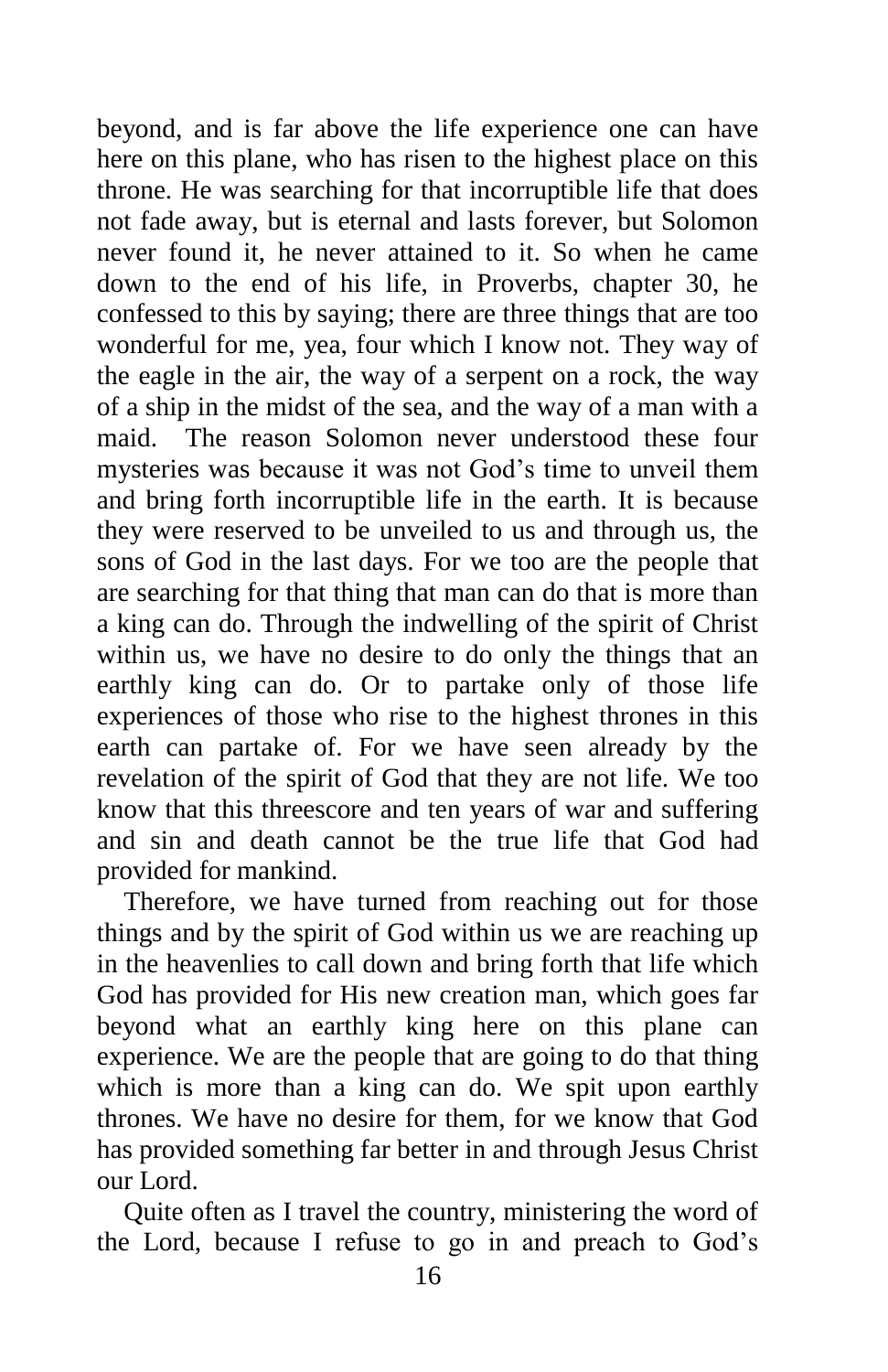beyond, and is far above the life experience one can have here on this plane, who has risen to the highest place on this throne. He was searching for that incorruptible life that does not fade away, but is eternal and lasts forever, but Solomon never found it, he never attained to it. So when he came down to the end of his life, in Proverbs, chapter 30, he confessed to this by saying; there are three things that are too wonderful for me, yea, four which I know not. They way of the eagle in the air, the way of a serpent on a rock, the way of a ship in the midst of the sea, and the way of a man with a maid. The reason Solomon never understood these four mysteries was because it was not God's time to unveil them and bring forth incorruptible life in the earth. It is because they were reserved to be unveiled to us and through us, the sons of God in the last days. For we too are the people that are searching for that thing that man can do that is more than a king can do. Through the indwelling of the spirit of Christ within us, we have no desire to do only the things that an earthly king can do. Or to partake only of those life experiences of those who rise to the highest thrones in this earth can partake of. For we have seen already by the revelation of the spirit of God that they are not life. We too know that this threescore and ten years of war and suffering and sin and death cannot be the true life that God had provided for mankind.

Therefore, we have turned from reaching out for those things and by the spirit of God within us we are reaching up in the heavenlies to call down and bring forth that life which God has provided for His new creation man, which goes far beyond what an earthly king here on this plane can experience. We are the people that are going to do that thing which is more than a king can do. We spit upon earthly thrones. We have no desire for them, for we know that God has provided something far better in and through Jesus Christ our Lord.

Quite often as I travel the country, ministering the word of the Lord, because I refuse to go in and preach to God's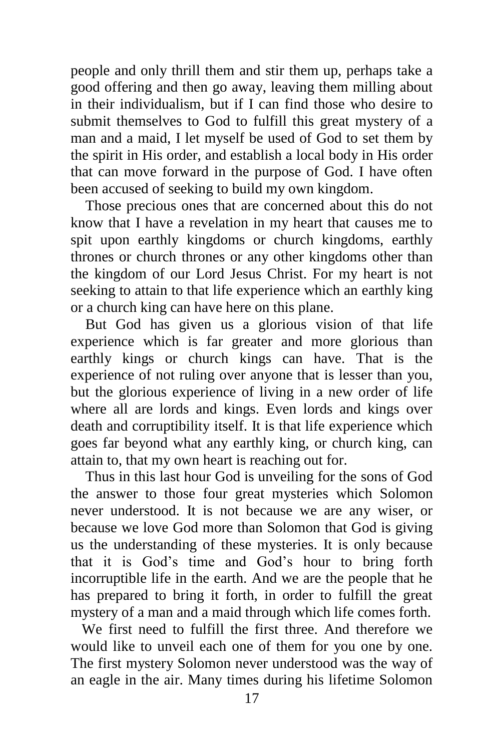people and only thrill them and stir them up, perhaps take a good offering and then go away, leaving them milling about in their individualism, but if I can find those who desire to submit themselves to God to fulfill this great mystery of a man and a maid, I let myself be used of God to set them by the spirit in His order, and establish a local body in His order that can move forward in the purpose of God. I have often been accused of seeking to build my own kingdom.

Those precious ones that are concerned about this do not know that I have a revelation in my heart that causes me to spit upon earthly kingdoms or church kingdoms, earthly thrones or church thrones or any other kingdoms other than the kingdom of our Lord Jesus Christ. For my heart is not seeking to attain to that life experience which an earthly king or a church king can have here on this plane.

But God has given us a glorious vision of that life experience which is far greater and more glorious than earthly kings or church kings can have. That is the experience of not ruling over anyone that is lesser than you, but the glorious experience of living in a new order of life where all are lords and kings. Even lords and kings over death and corruptibility itself. It is that life experience which goes far beyond what any earthly king, or church king, can attain to, that my own heart is reaching out for.

Thus in this last hour God is unveiling for the sons of God the answer to those four great mysteries which Solomon never understood. It is not because we are any wiser, or because we love God more than Solomon that God is giving us the understanding of these mysteries. It is only because that it is God's time and God's hour to bring forth incorruptible life in the earth. And we are the people that he has prepared to bring it forth, in order to fulfill the great mystery of a man and a maid through which life comes forth.

We first need to fulfill the first three. And therefore we would like to unveil each one of them for you one by one. The first mystery Solomon never understood was the way of an eagle in the air. Many times during his lifetime Solomon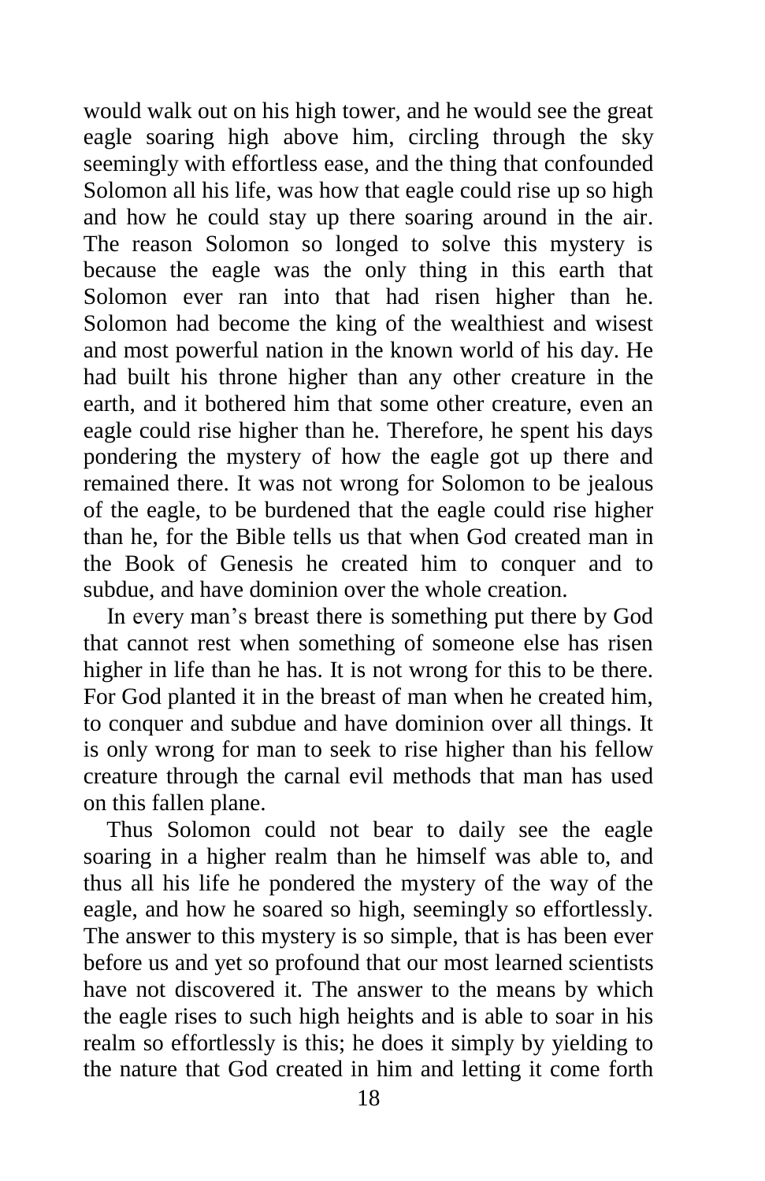would walk out on his high tower, and he would see the great eagle soaring high above him, circling through the sky seemingly with effortless ease, and the thing that confounded Solomon all his life, was how that eagle could rise up so high and how he could stay up there soaring around in the air. The reason Solomon so longed to solve this mystery is because the eagle was the only thing in this earth that Solomon ever ran into that had risen higher than he. Solomon had become the king of the wealthiest and wisest and most powerful nation in the known world of his day. He had built his throne higher than any other creature in the earth, and it bothered him that some other creature, even an eagle could rise higher than he. Therefore, he spent his days pondering the mystery of how the eagle got up there and remained there. It was not wrong for Solomon to be jealous of the eagle, to be burdened that the eagle could rise higher than he, for the Bible tells us that when God created man in the Book of Genesis he created him to conquer and to subdue, and have dominion over the whole creation.

In every man's breast there is something put there by God that cannot rest when something of someone else has risen higher in life than he has. It is not wrong for this to be there. For God planted it in the breast of man when he created him, to conquer and subdue and have dominion over all things. It is only wrong for man to seek to rise higher than his fellow creature through the carnal evil methods that man has used on this fallen plane.

Thus Solomon could not bear to daily see the eagle soaring in a higher realm than he himself was able to, and thus all his life he pondered the mystery of the way of the eagle, and how he soared so high, seemingly so effortlessly. The answer to this mystery is so simple, that is has been ever before us and yet so profound that our most learned scientists have not discovered it. The answer to the means by which the eagle rises to such high heights and is able to soar in his realm so effortlessly is this; he does it simply by yielding to the nature that God created in him and letting it come forth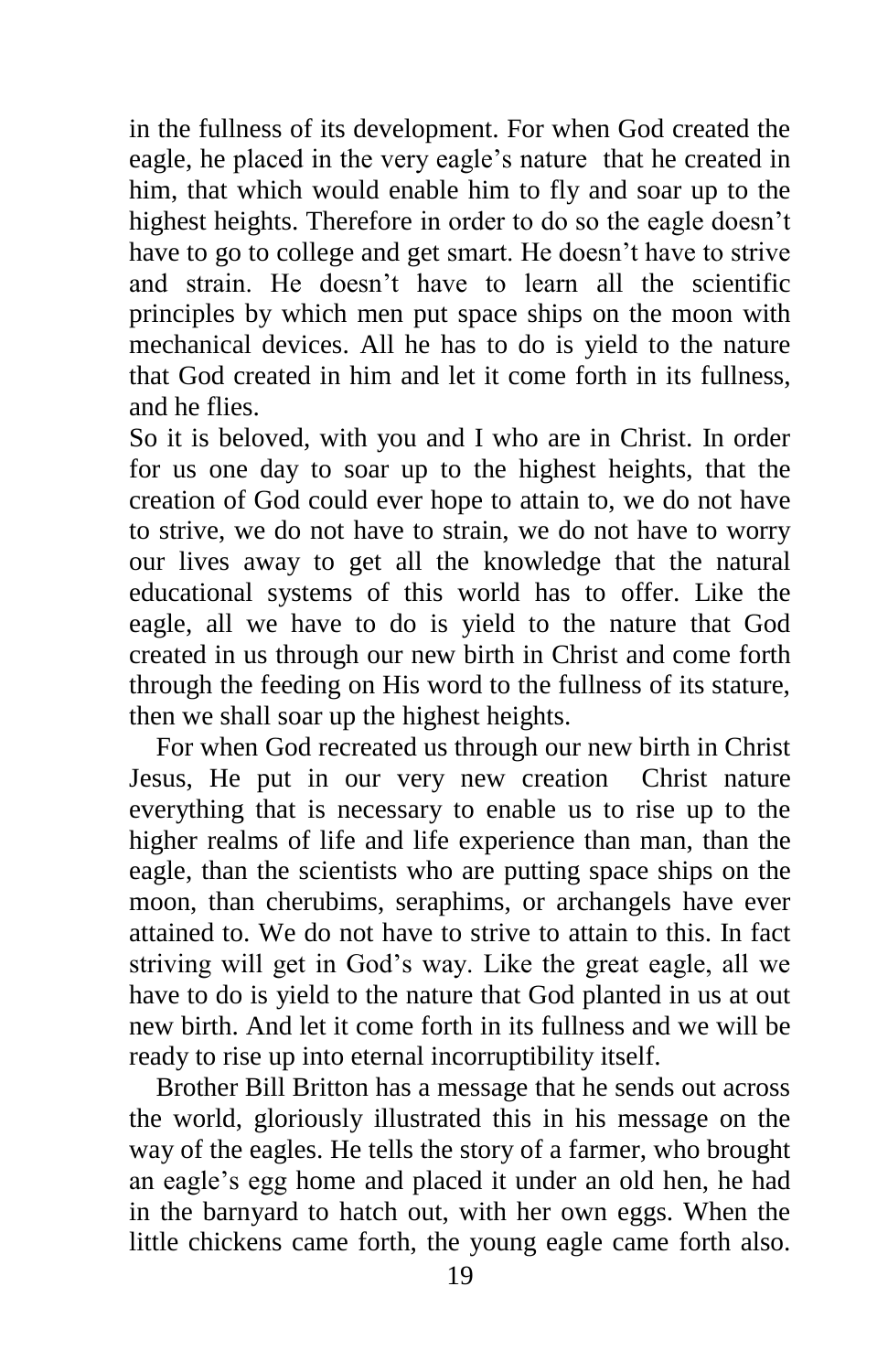in the fullness of its development. For when God created the eagle, he placed in the very eagle's nature that he created in him, that which would enable him to fly and soar up to the highest heights. Therefore in order to do so the eagle doesn't have to go to college and get smart. He doesn't have to strive and strain. He doesn't have to learn all the scientific principles by which men put space ships on the moon with mechanical devices. All he has to do is yield to the nature that God created in him and let it come forth in its fullness, and he flies.

So it is beloved, with you and I who are in Christ. In order for us one day to soar up to the highest heights, that the creation of God could ever hope to attain to, we do not have to strive, we do not have to strain, we do not have to worry our lives away to get all the knowledge that the natural educational systems of this world has to offer. Like the eagle, all we have to do is yield to the nature that God created in us through our new birth in Christ and come forth through the feeding on His word to the fullness of its stature, then we shall soar up the highest heights.

For when God recreated us through our new birth in Christ Jesus, He put in our very new creation Christ nature everything that is necessary to enable us to rise up to the higher realms of life and life experience than man, than the eagle, than the scientists who are putting space ships on the moon, than cherubims, seraphims, or archangels have ever attained to. We do not have to strive to attain to this. In fact striving will get in God's way. Like the great eagle, all we have to do is yield to the nature that God planted in us at out new birth. And let it come forth in its fullness and we will be ready to rise up into eternal incorruptibility itself.

Brother Bill Britton has a message that he sends out across the world, gloriously illustrated this in his message on the way of the eagles. He tells the story of a farmer, who brought an eagle's egg home and placed it under an old hen, he had in the barnyard to hatch out, with her own eggs. When the little chickens came forth, the young eagle came forth also.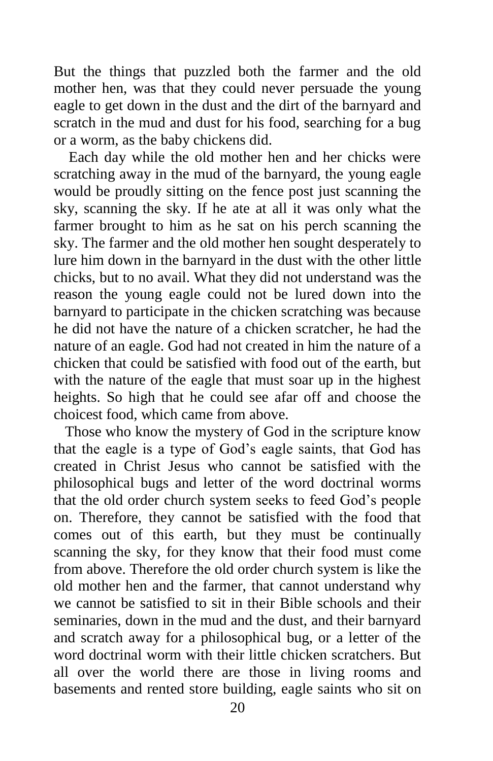But the things that puzzled both the farmer and the old mother hen, was that they could never persuade the young eagle to get down in the dust and the dirt of the barnyard and scratch in the mud and dust for his food, searching for a bug or a worm, as the baby chickens did.

Each day while the old mother hen and her chicks were scratching away in the mud of the barnyard, the young eagle would be proudly sitting on the fence post just scanning the sky, scanning the sky. If he ate at all it was only what the farmer brought to him as he sat on his perch scanning the sky. The farmer and the old mother hen sought desperately to lure him down in the barnyard in the dust with the other little chicks, but to no avail. What they did not understand was the reason the young eagle could not be lured down into the barnyard to participate in the chicken scratching was because he did not have the nature of a chicken scratcher, he had the nature of an eagle. God had not created in him the nature of a chicken that could be satisfied with food out of the earth, but with the nature of the eagle that must soar up in the highest heights. So high that he could see afar off and choose the choicest food, which came from above.

Those who know the mystery of God in the scripture know that the eagle is a type of God's eagle saints, that God has created in Christ Jesus who cannot be satisfied with the philosophical bugs and letter of the word doctrinal worms that the old order church system seeks to feed God's people on. Therefore, they cannot be satisfied with the food that comes out of this earth, but they must be continually scanning the sky, for they know that their food must come from above. Therefore the old order church system is like the old mother hen and the farmer, that cannot understand why we cannot be satisfied to sit in their Bible schools and their seminaries, down in the mud and the dust, and their barnyard and scratch away for a philosophical bug, or a letter of the word doctrinal worm with their little chicken scratchers. But all over the world there are those in living rooms and basements and rented store building, eagle saints who sit on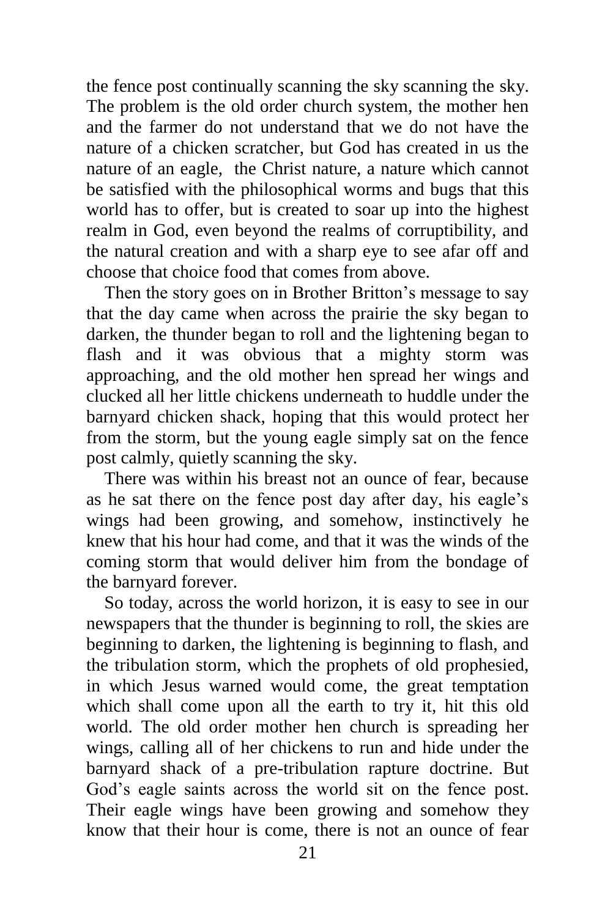the fence post continually scanning the sky scanning the sky. The problem is the old order church system, the mother hen and the farmer do not understand that we do not have the nature of a chicken scratcher, but God has created in us the nature of an eagle,  the Christ nature, a nature which cannot be satisfied with the philosophical worms and bugs that this world has to offer, but is created to soar up into the highest realm in God, even beyond the realms of corruptibility, and the natural creation and with a sharp eye to see afar off and choose that choice food that comes from above.

Then the story goes on in Brother Britton's message to say that the day came when across the prairie the sky began to darken, the thunder began to roll and the lightening began to flash and it was obvious that a mighty storm was approaching, and the old mother hen spread her wings and clucked all her little chickens underneath to huddle under the barnyard chicken shack, hoping that this would protect her from the storm, but the young eagle simply sat on the fence post calmly, quietly scanning the sky.

There was within his breast not an ounce of fear, because as he sat there on the fence post day after day, his eagle's wings had been growing, and somehow, instinctively he knew that his hour had come, and that it was the winds of the coming storm that would deliver him from the bondage of the barnyard forever.

So today, across the world horizon, it is easy to see in our newspapers that the thunder is beginning to roll, the skies are beginning to darken, the lightening is beginning to flash, and the tribulation storm, which the prophets of old prophesied, in which Jesus warned would come, the great temptation which shall come upon all the earth to try it, hit this old world. The old order mother hen church is spreading her wings, calling all of her chickens to run and hide under the barnyard shack of a pre-tribulation rapture doctrine. But God's eagle saints across the world sit on the fence post. Their eagle wings have been growing and somehow they know that their hour is come, there is not an ounce of fear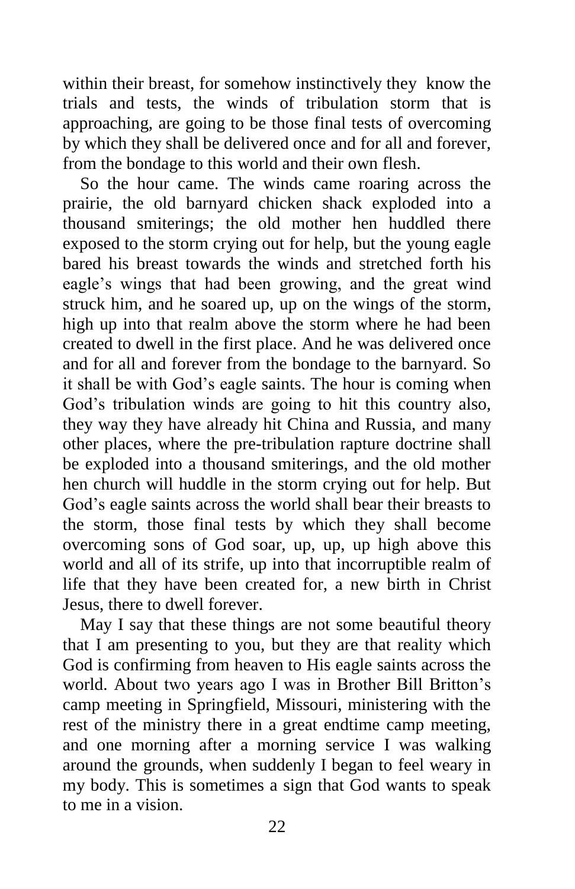within their breast, for somehow instinctively they know the trials and tests, the winds of tribulation storm that is approaching, are going to be those final tests of overcoming by which they shall be delivered once and for all and forever, from the bondage to this world and their own flesh.

So the hour came. The winds came roaring across the prairie, the old barnyard chicken shack exploded into a thousand smiterings; the old mother hen huddled there exposed to the storm crying out for help, but the young eagle bared his breast towards the winds and stretched forth his eagle's wings that had been growing, and the great wind struck him, and he soared up, up on the wings of the storm, high up into that realm above the storm where he had been created to dwell in the first place. And he was delivered once and for all and forever from the bondage to the barnyard. So it shall be with God's eagle saints. The hour is coming when God's tribulation winds are going to hit this country also, they way they have already hit China and Russia, and many other places, where the pre-tribulation rapture doctrine shall be exploded into a thousand smiterings, and the old mother hen church will huddle in the storm crying out for help. But God's eagle saints across the world shall bear their breasts to the storm, those final tests by which they shall become overcoming sons of God soar, up, up, up high above this world and all of its strife, up into that incorruptible realm of life that they have been created for, a new birth in Christ Jesus, there to dwell forever.

May I say that these things are not some beautiful theory that I am presenting to you, but they are that reality which God is confirming from heaven to His eagle saints across the world. About two years ago I was in Brother Bill Britton's camp meeting in Springfield, Missouri, ministering with the rest of the ministry there in a great endtime camp meeting, and one morning after a morning service I was walking around the grounds, when suddenly I began to feel weary in my body. This is sometimes a sign that God wants to speak to me in a vision.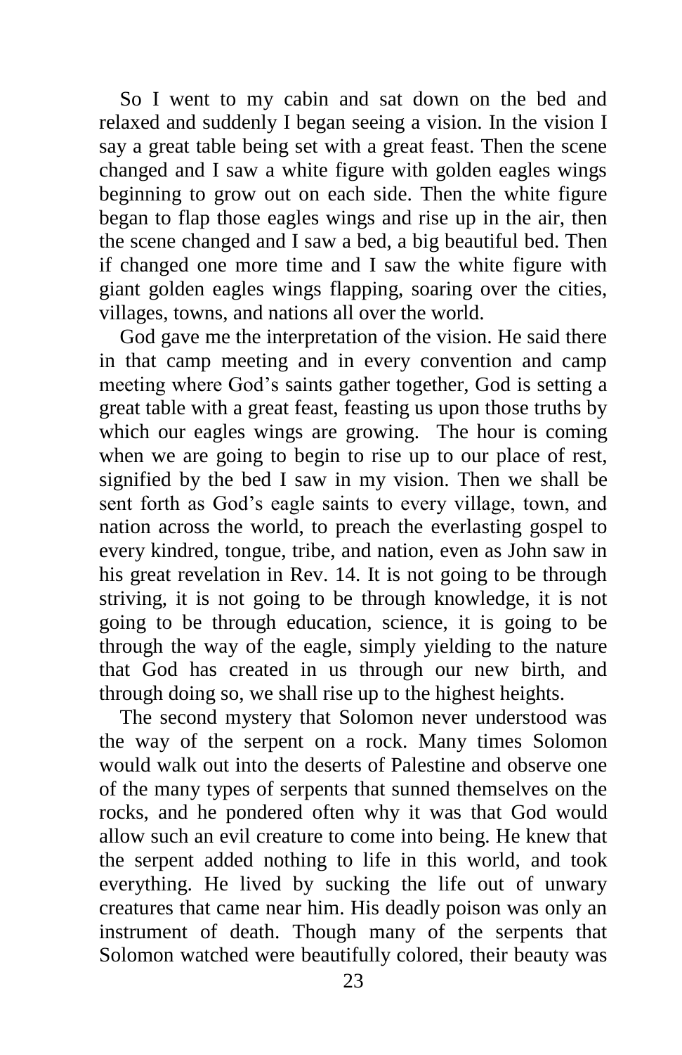So I went to my cabin and sat down on the bed and relaxed and suddenly I began seeing a vision. In the vision I say a great table being set with a great feast. Then the scene changed and I saw a white figure with golden eagles wings beginning to grow out on each side. Then the white figure began to flap those eagles wings and rise up in the air, then the scene changed and I saw a bed, a big beautiful bed. Then if changed one more time and I saw the white figure with giant golden eagles wings flapping, soaring over the cities, villages, towns, and nations all over the world.

God gave me the interpretation of the vision. He said there in that camp meeting and in every convention and camp meeting where God's saints gather together, God is setting a great table with a great feast, feasting us upon those truths by which our eagles wings are growing. The hour is coming when we are going to begin to rise up to our place of rest, signified by the bed I saw in my vision. Then we shall be sent forth as God's eagle saints to every village, town, and nation across the world, to preach the everlasting gospel to every kindred, tongue, tribe, and nation, even as John saw in his great revelation in Rev. 14. It is not going to be through striving, it is not going to be through knowledge, it is not going to be through education, science, it is going to be through the way of the eagle, simply yielding to the nature that God has created in us through our new birth, and through doing so, we shall rise up to the highest heights.

The second mystery that Solomon never understood was the way of the serpent on a rock. Many times Solomon would walk out into the deserts of Palestine and observe one of the many types of serpents that sunned themselves on the rocks, and he pondered often why it was that God would allow such an evil creature to come into being. He knew that the serpent added nothing to life in this world, and took everything. He lived by sucking the life out of unwary creatures that came near him. His deadly poison was only an instrument of death. Though many of the serpents that Solomon watched were beautifully colored, their beauty was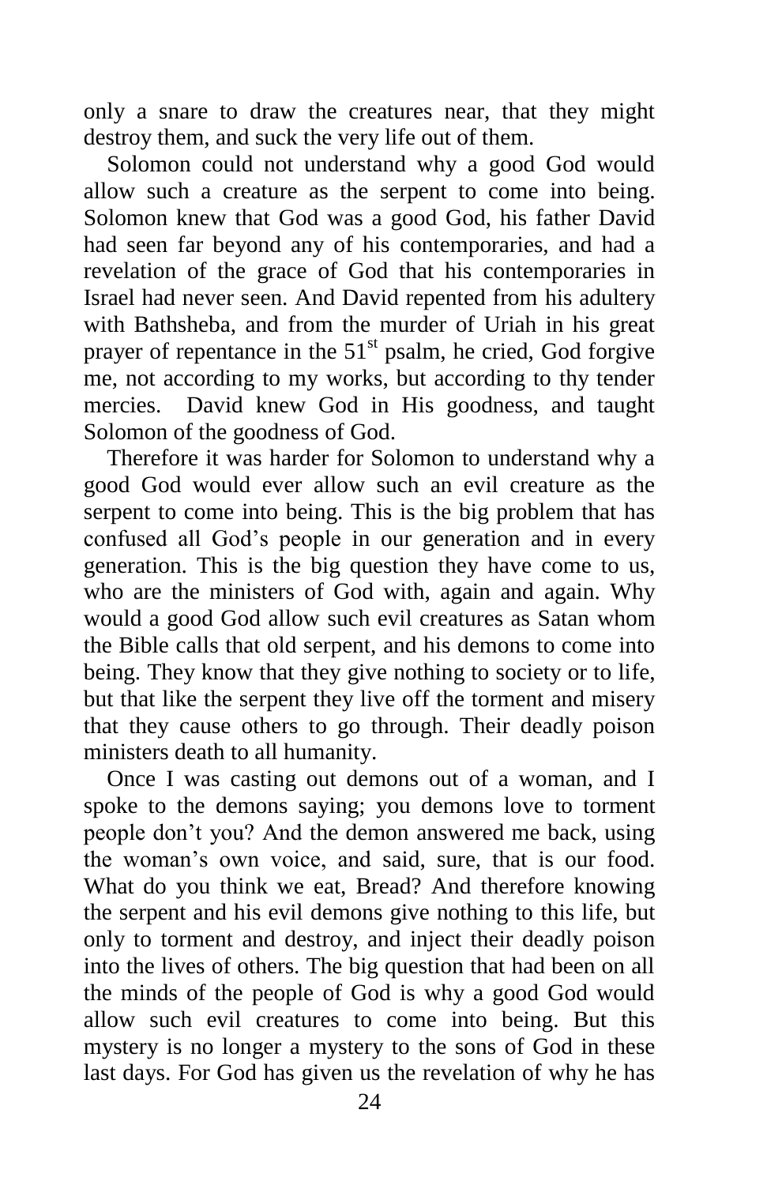only a snare to draw the creatures near, that they might destroy them, and suck the very life out of them.

Solomon could not understand why a good God would allow such a creature as the serpent to come into being. Solomon knew that God was a good God, his father David had seen far beyond any of his contemporaries, and had a revelation of the grace of God that his contemporaries in Israel had never seen. And David repented from his adultery with Bathsheba, and from the murder of Uriah in his great prayer of repentance in the 51st psalm, he cried, God forgive me, not according to my works, but according to thy tender mercies. David knew God in His goodness, and taught Solomon of the goodness of God.

Therefore it was harder for Solomon to understand why a good God would ever allow such an evil creature as the serpent to come into being. This is the big problem that has confused all God's people in our generation and in every generation. This is the big question they have come to us, who are the ministers of God with, again and again. Why would a good God allow such evil creatures as Satan whom the Bible calls that old serpent, and his demons to come into being. They know that they give nothing to society or to life, but that like the serpent they live off the torment and misery that they cause others to go through. Their deadly poison ministers death to all humanity.

Once I was casting out demons out of a woman, and I spoke to the demons saying; you demons love to torment people don't you? And the demon answered me back, using the woman's own voice, and said, sure, that is our food. What do you think we eat, Bread? And therefore knowing the serpent and his evil demons give nothing to this life, but only to torment and destroy, and inject their deadly poison into the lives of others. The big question that had been on all the minds of the people of God is why a good God would allow such evil creatures to come into being. But this mystery is no longer a mystery to the sons of God in these last days. For God has given us the revelation of why he has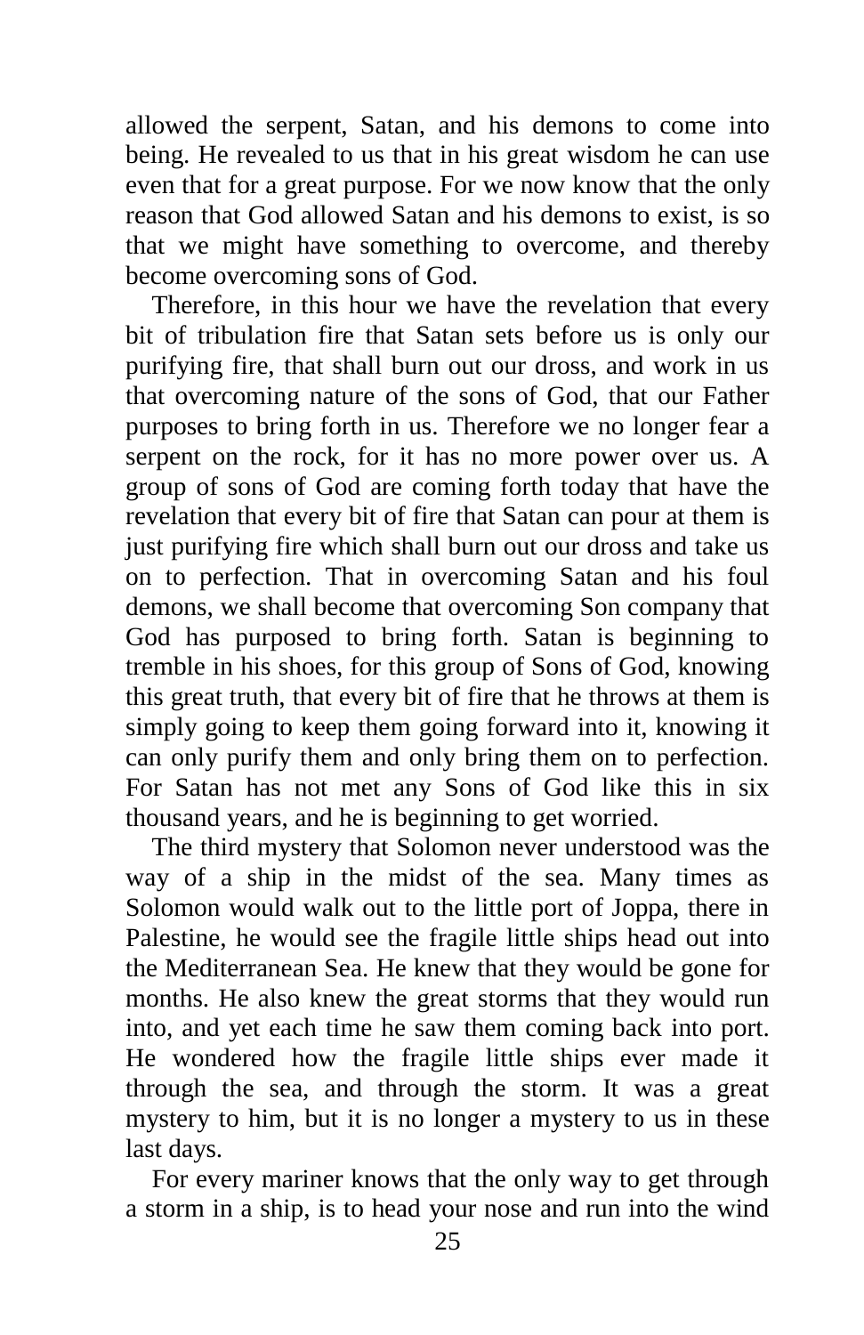allowed the serpent, Satan, and his demons to come into being. He revealed to us that in his great wisdom he can use even that for a great purpose. For we now know that the only reason that God allowed Satan and his demons to exist, is so that we might have something to overcome, and thereby become overcoming sons of God.

Therefore, in this hour we have the revelation that every bit of tribulation fire that Satan sets before us is only our purifying fire, that shall burn out our dross, and work in us that overcoming nature of the sons of God, that our Father purposes to bring forth in us. Therefore we no longer fear a serpent on the rock, for it has no more power over us. A group of sons of God are coming forth today that have the revelation that every bit of fire that Satan can pour at them is just purifying fire which shall burn out our dross and take us on to perfection. That in overcoming Satan and his foul demons, we shall become that overcoming Son company that God has purposed to bring forth. Satan is beginning to tremble in his shoes, for this group of Sons of God, knowing this great truth, that every bit of fire that he throws at them is simply going to keep them going forward into it, knowing it can only purify them and only bring them on to perfection. For Satan has not met any Sons of God like this in six thousand years, and he is beginning to get worried.

The third mystery that Solomon never understood was the way of a ship in the midst of the sea. Many times as Solomon would walk out to the little port of Joppa, there in Palestine, he would see the fragile little ships head out into the Mediterranean Sea. He knew that they would be gone for months. He also knew the great storms that they would run into, and yet each time he saw them coming back into port. He wondered how the fragile little ships ever made it through the sea, and through the storm. It was a great mystery to him, but it is no longer a mystery to us in these last days.

For every mariner knows that the only way to get through a storm in a ship, is to head your nose and run into the wind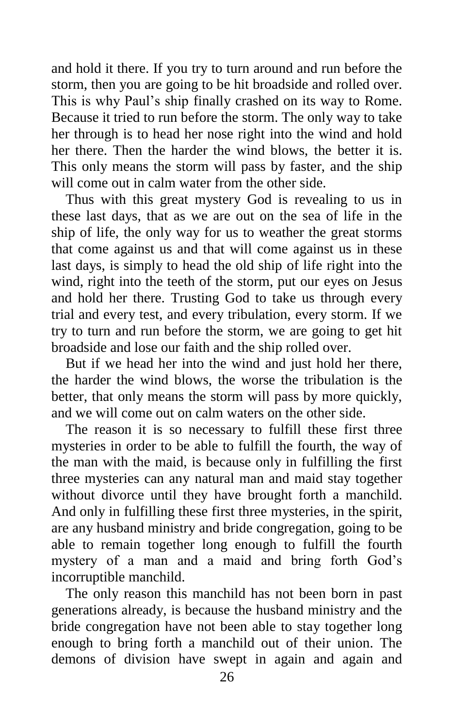and hold it there. If you try to turn around and run before the storm, then you are going to be hit broadside and rolled over. This is why Paul's ship finally crashed on its way to Rome. Because it tried to run before the storm. The only way to take her through is to head her nose right into the wind and hold her there. Then the harder the wind blows, the better it is. This only means the storm will pass by faster, and the ship will come out in calm water from the other side.

Thus with this great mystery God is revealing to us in these last days, that as we are out on the sea of life in the ship of life, the only way for us to weather the great storms that come against us and that will come against us in these last days, is simply to head the old ship of life right into the wind, right into the teeth of the storm, put our eyes on Jesus and hold her there. Trusting God to take us through every trial and every test, and every tribulation, every storm. If we try to turn and run before the storm, we are going to get hit broadside and lose our faith and the ship rolled over.

But if we head her into the wind and just hold her there, the harder the wind blows, the worse the tribulation is the better, that only means the storm will pass by more quickly, and we will come out on calm waters on the other side.

The reason it is so necessary to fulfill these first three mysteries in order to be able to fulfill the fourth, the way of the man with the maid, is because only in fulfilling the first three mysteries can any natural man and maid stay together without divorce until they have brought forth a manchild. And only in fulfilling these first three mysteries, in the spirit, are any husband ministry and bride congregation, going to be able to remain together long enough to fulfill the fourth mystery of a man and a maid and bring forth God's incorruptible manchild.

The only reason this manchild has not been born in past generations already, is because the husband ministry and the bride congregation have not been able to stay together long enough to bring forth a manchild out of their union. The demons of division have swept in again and again and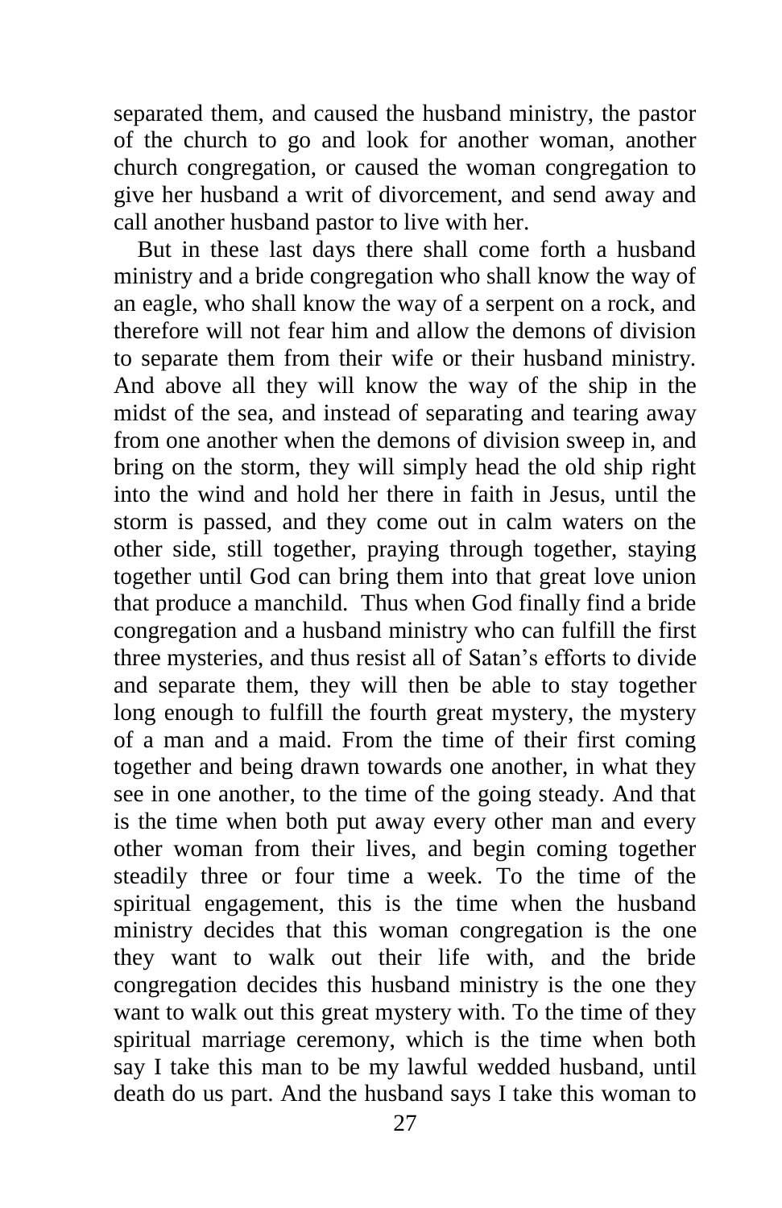separated them, and caused the husband ministry, the pastor of the church to go and look for another woman, another church congregation, or caused the woman congregation to give her husband a writ of divorcement, and send away and call another husband pastor to live with her.

But in these last days there shall come forth a husband ministry and a bride congregation who shall know the way of an eagle, who shall know the way of a serpent on a rock, and therefore will not fear him and allow the demons of division to separate them from their wife or their husband ministry. And above all they will know the way of the ship in the midst of the sea, and instead of separating and tearing away from one another when the demons of division sweep in, and bring on the storm, they will simply head the old ship right into the wind and hold her there in faith in Jesus, until the storm is passed, and they come out in calm waters on the other side, still together, praying through together, staying together until God can bring them into that great love union that produce a manchild. Thus when God finally find a bride congregation and a husband ministry who can fulfill the first three mysteries, and thus resist all of Satan's efforts to divide and separate them, they will then be able to stay together long enough to fulfill the fourth great mystery, the mystery of a man and a maid. From the time of their first coming together and being drawn towards one another, in what they see in one another, to the time of the going steady. And that is the time when both put away every other man and every other woman from their lives, and begin coming together steadily three or four time a week. To the time of the spiritual engagement, this is the time when the husband ministry decides that this woman congregation is the one they want to walk out their life with, and the bride congregation decides this husband ministry is the one they want to walk out this great mystery with. To the time of they spiritual marriage ceremony, which is the time when both say I take this man to be my lawful wedded husband, until death do us part. And the husband says I take this woman to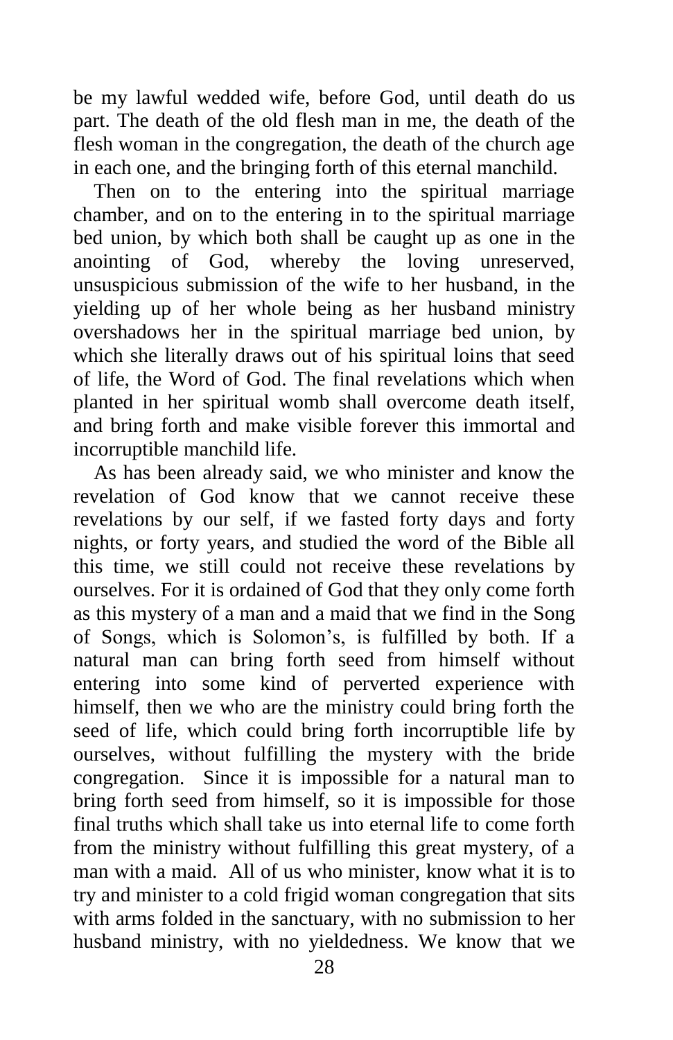be my lawful wedded wife, before God, until death do us part. The death of the old flesh man in me, the death of the flesh woman in the congregation, the death of the church age in each one, and the bringing forth of this eternal manchild.

Then on to the entering into the spiritual marriage chamber, and on to the entering in to the spiritual marriage bed union, by which both shall be caught up as one in the anointing of God, whereby the loving unreserved, unsuspicious submission of the wife to her husband, in the yielding up of her whole being as her husband ministry overshadows her in the spiritual marriage bed union, by which she literally draws out of his spiritual loins that seed of life, the Word of God. The final revelations which when planted in her spiritual womb shall overcome death itself, and bring forth and make visible forever this immortal and incorruptible manchild life.

As has been already said, we who minister and know the revelation of God know that we cannot receive these revelations by our self, if we fasted forty days and forty nights, or forty years, and studied the word of the Bible all this time, we still could not receive these revelations by ourselves. For it is ordained of God that they only come forth as this mystery of a man and a maid that we find in the Song of Songs, which is Solomon's, is fulfilled by both. If a natural man can bring forth seed from himself without entering into some kind of perverted experience with himself, then we who are the ministry could bring forth the seed of life, which could bring forth incorruptible life by ourselves, without fulfilling the mystery with the bride congregation. Since it is impossible for a natural man to bring forth seed from himself, so it is impossible for those final truths which shall take us into eternal life to come forth from the ministry without fulfilling this great mystery, of a man with a maid. All of us who minister, know what it is to try and minister to a cold frigid woman congregation that sits with arms folded in the sanctuary, with no submission to her husband ministry, with no yieldedness. We know that we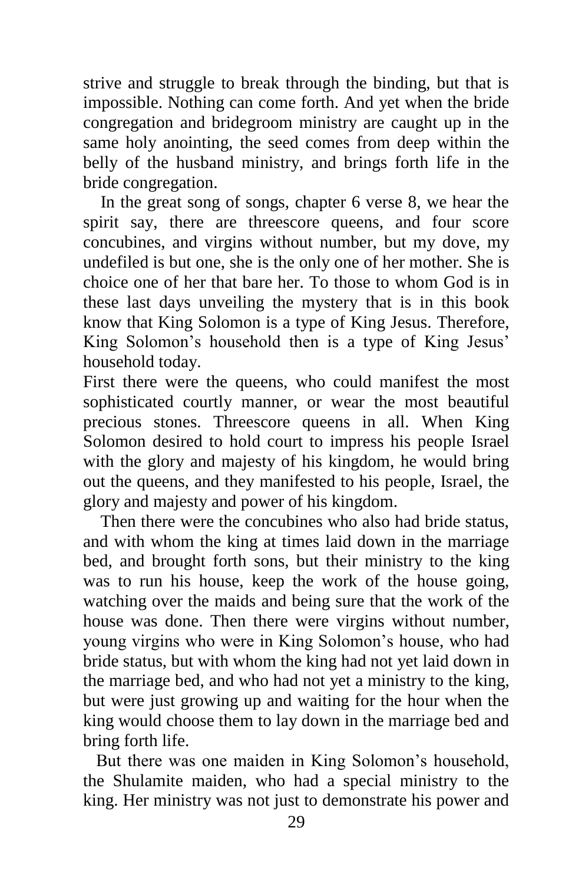strive and struggle to break through the binding, but that is impossible. Nothing can come forth. And yet when the bride congregation and bridegroom ministry are caught up in the same holy anointing, the seed comes from deep within the belly of the husband ministry, and brings forth life in the bride congregation.

In the great song of songs, chapter 6 verse 8, we hear the spirit say, there are threescore queens, and four score concubines, and virgins without number, but my dove, my undefiled is but one, she is the only one of her mother. She is choice one of her that bare her. To those to whom God is in these last days unveiling the mystery that is in this book know that King Solomon is a type of King Jesus. Therefore, King Solomon's household then is a type of King Jesus' household today.

First there were the queens, who could manifest the most sophisticated courtly manner, or wear the most beautiful precious stones. Threescore queens in all. When King Solomon desired to hold court to impress his people Israel with the glory and majesty of his kingdom, he would bring out the queens, and they manifested to his people, Israel, the glory and majesty and power of his kingdom.

Then there were the concubines who also had bride status, and with whom the king at times laid down in the marriage bed, and brought forth sons, but their ministry to the king was to run his house, keep the work of the house going, watching over the maids and being sure that the work of the house was done. Then there were virgins without number, young virgins who were in King Solomon's house, who had bride status, but with whom the king had not yet laid down in the marriage bed, and who had not yet a ministry to the king, but were just growing up and waiting for the hour when the king would choose them to lay down in the marriage bed and bring forth life.

But there was one maiden in King Solomon's household, the Shulamite maiden, who had a special ministry to the king. Her ministry was not just to demonstrate his power and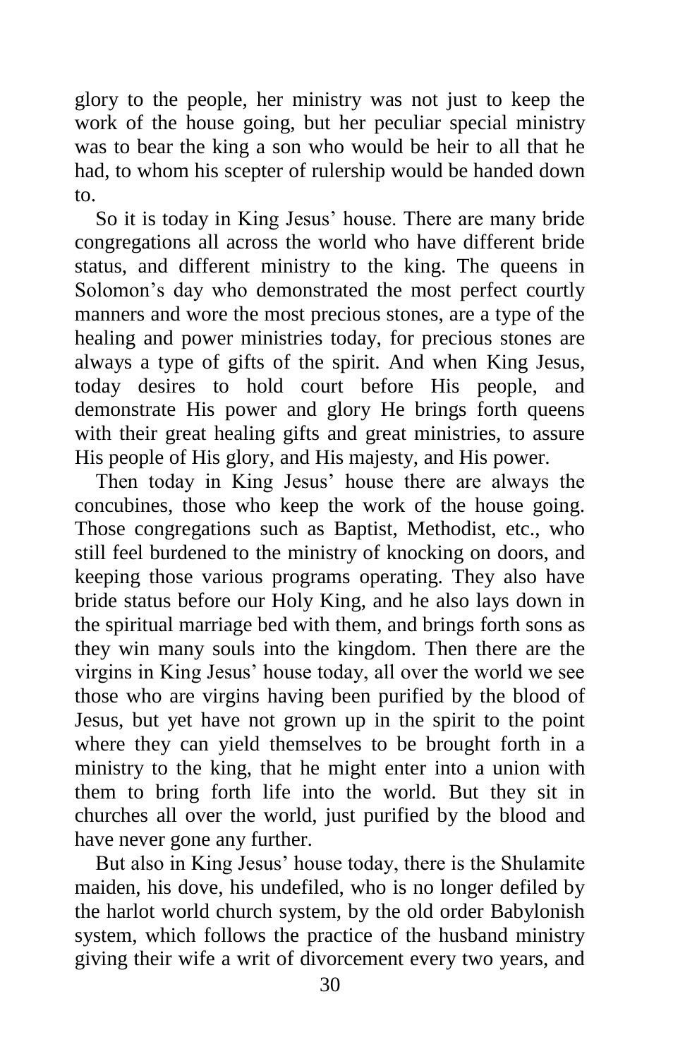glory to the people, her ministry was not just to keep the work of the house going, but her peculiar special ministry was to bear the king a son who would be heir to all that he had, to whom his scepter of rulership would be handed down to.

So it is today in King Jesus' house. There are many bride congregations all across the world who have different bride status, and different ministry to the king. The queens in Solomon's day who demonstrated the most perfect courtly manners and wore the most precious stones, are a type of the healing and power ministries today, for precious stones are always a type of gifts of the spirit. And when King Jesus, today desires to hold court before His people, and demonstrate His power and glory He brings forth queens with their great healing gifts and great ministries, to assure His people of His glory, and His majesty, and His power.

Then today in King Jesus' house there are always the concubines, those who keep the work of the house going. Those congregations such as Baptist, Methodist, etc., who still feel burdened to the ministry of knocking on doors, and keeping those various programs operating. They also have bride status before our Holy King, and he also lays down in the spiritual marriage bed with them, and brings forth sons as they win many souls into the kingdom. Then there are the virgins in King Jesus' house today, all over the world we see those who are virgins having been purified by the blood of Jesus, but yet have not grown up in the spirit to the point where they can yield themselves to be brought forth in a ministry to the king, that he might enter into a union with them to bring forth life into the world. But they sit in churches all over the world, just purified by the blood and have never gone any further.

But also in King Jesus' house today, there is the Shulamite maiden, his dove, his undefiled, who is no longer defiled by the harlot world church system, by the old order Babylonish system, which follows the practice of the husband ministry giving their wife a writ of divorcement every two years, and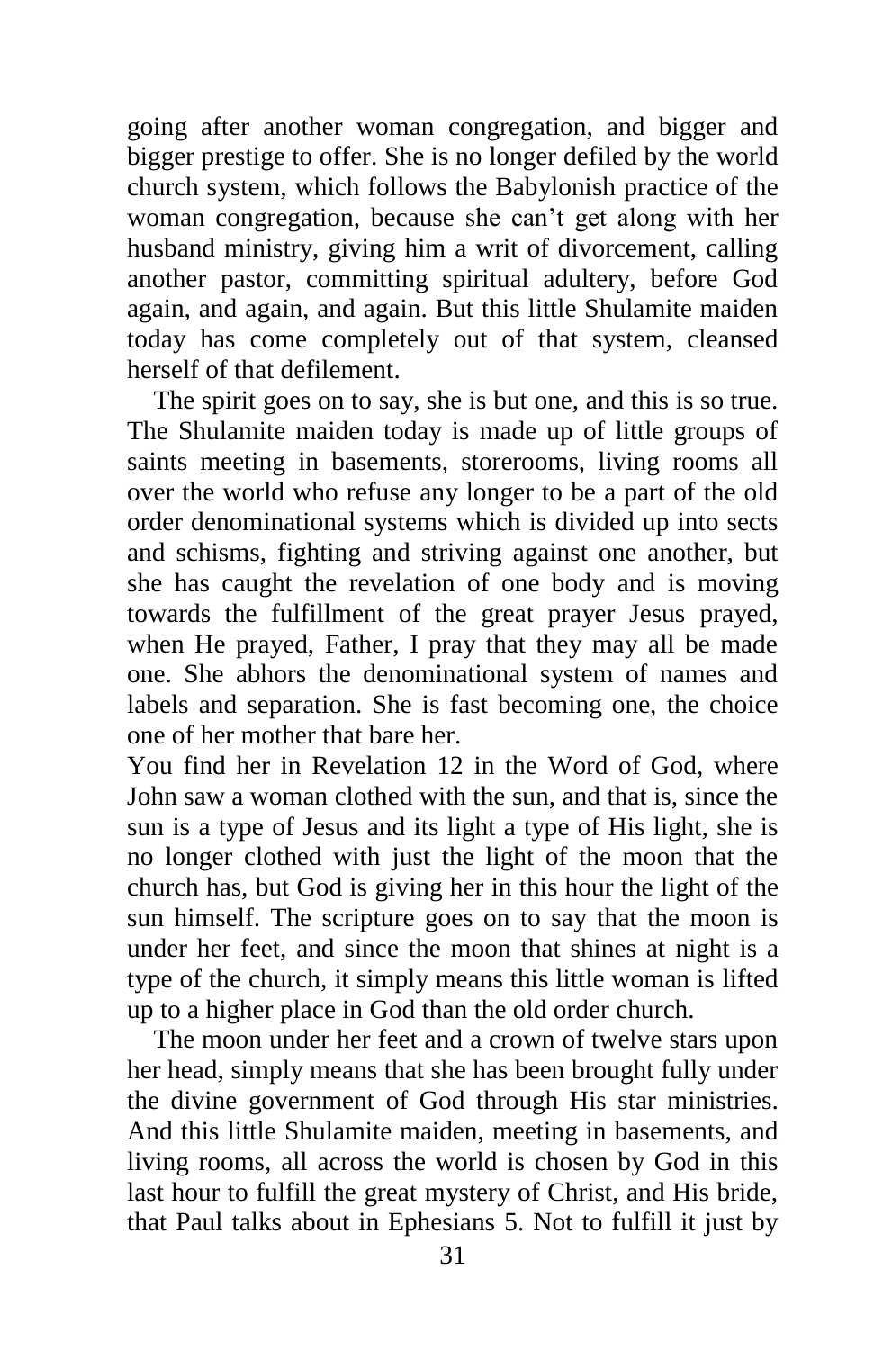going after another woman congregation, and bigger and bigger prestige to offer. She is no longer defiled by the world church system, which follows the Babylonish practice of the woman congregation, because she can't get along with her husband ministry, giving him a writ of divorcement, calling another pastor, committing spiritual adultery, before God again, and again, and again. But this little Shulamite maiden today has come completely out of that system, cleansed herself of that defilement.

The spirit goes on to say, she is but one, and this is so true. The Shulamite maiden today is made up of little groups of saints meeting in basements, storerooms, living rooms all over the world who refuse any longer to be a part of the old order denominational systems which is divided up into sects and schisms, fighting and striving against one another, but she has caught the revelation of one body and is moving towards the fulfillment of the great prayer Jesus prayed, when He prayed, Father, I pray that they may all be made one. She abhors the denominational system of names and labels and separation. She is fast becoming one, the choice one of her mother that bare her.

You find her in Revelation 12 in the Word of God, where John saw a woman clothed with the sun, and that is, since the sun is a type of Jesus and its light a type of His light, she is no longer clothed with just the light of the moon that the church has, but God is giving her in this hour the light of the sun himself. The scripture goes on to say that the moon is under her feet, and since the moon that shines at night is a type of the church, it simply means this little woman is lifted up to a higher place in God than the old order church.

The moon under her feet and a crown of twelve stars upon her head, simply means that she has been brought fully under the divine government of God through His star ministries. And this little Shulamite maiden, meeting in basements, and living rooms, all across the world is chosen by God in this last hour to fulfill the great mystery of Christ, and His bride, that Paul talks about in Ephesians 5. Not to fulfill it just by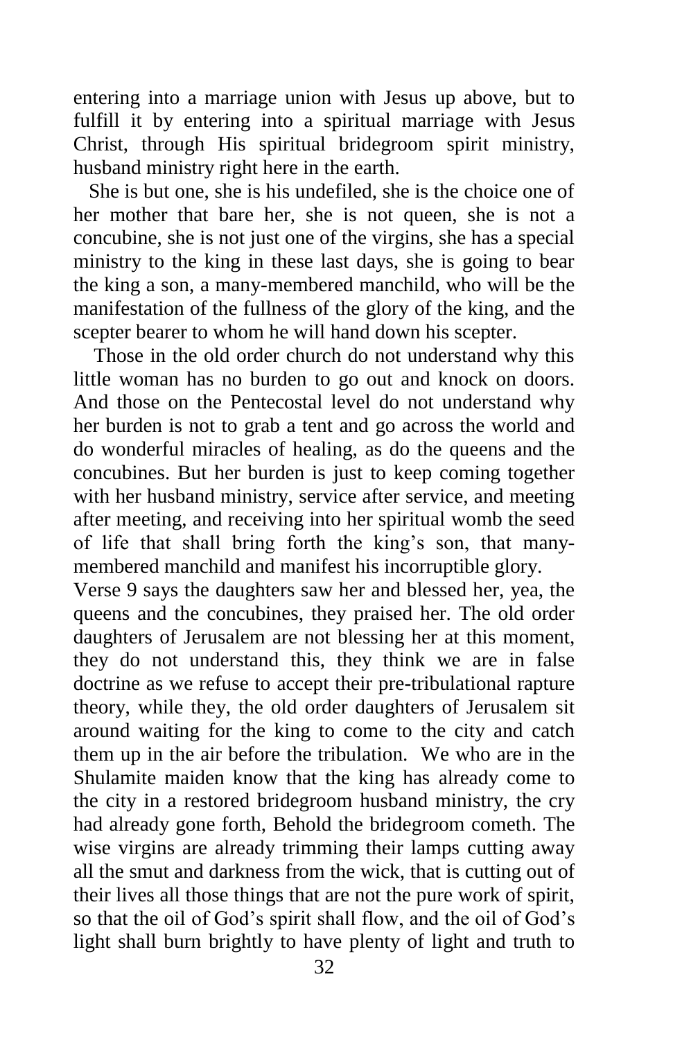entering into a marriage union with Jesus up above, but to fulfill it by entering into a spiritual marriage with Jesus Christ, through His spiritual bridegroom spirit ministry, husband ministry right here in the earth.

She is but one, she is his undefiled, she is the choice one of her mother that bare her, she is not queen, she is not a concubine, she is not just one of the virgins, she has a special ministry to the king in these last days, she is going to bear the king a son, a many-membered manchild, who will be the manifestation of the fullness of the glory of the king, and the scepter bearer to whom he will hand down his scepter.

Those in the old order church do not understand why this little woman has no burden to go out and knock on doors. And those on the Pentecostal level do not understand why her burden is not to grab a tent and go across the world and do wonderful miracles of healing, as do the queens and the concubines. But her burden is just to keep coming together with her husband ministry, service after service, and meeting after meeting, and receiving into her spiritual womb the seed of life that shall bring forth the king's son, that many-membered manchild and manifest his incorruptible glory.

Verse 9 says the daughters saw her and blessed her, yea, the queens and the concubines, they praised her. The old order daughters of Jerusalem are not blessing her at this moment, they do not understand this, they think we are in false doctrine as we refuse to accept their pre-tribulational rapture theory, while they, the old order daughters of Jerusalem sit around waiting for the king to come to the city and catch them up in the air before the tribulation. We who are in the Shulamite maiden know that the king has already come to the city in a restored bridegroom husband ministry, the cry had already gone forth, Behold the bridegroom cometh. The wise virgins are already trimming their lamps cutting away all the smut and darkness from the wick, that is cutting out of their lives all those things that are not the pure work of spirit, so that the oil of God's spirit shall flow, and the oil of God's light shall burn brightly to have plenty of light and truth to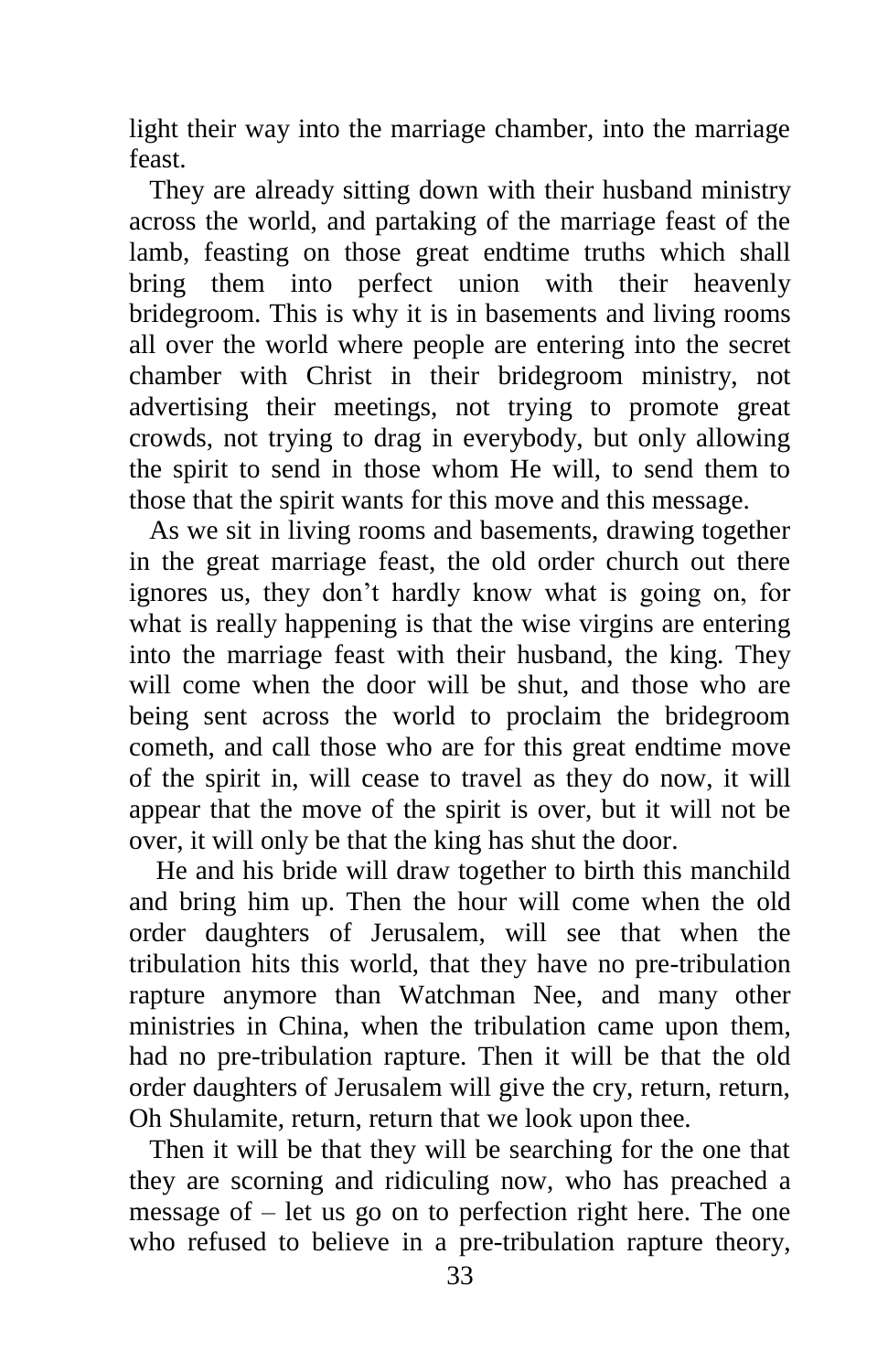light their way into the marriage chamber, into the marriage feast.

They are already sitting down with their husband ministry across the world, and partaking of the marriage feast of the lamb, feasting on those great endtime truths which shall bring them into perfect union with their heavenly bridegroom. This is why it is in basements and living rooms all over the world where people are entering into the secret chamber with Christ in their bridegroom ministry, not advertising their meetings, not trying to promote great crowds, not trying to drag in everybody, but only allowing the spirit to send in those whom He will, to send them to those that the spirit wants for this move and this message.

As we sit in living rooms and basements, drawing together in the great marriage feast, the old order church out there ignores us, they don't hardly know what is going on, for what is really happening is that the wise virgins are entering into the marriage feast with their husband, the king. They will come when the door will be shut, and those who are being sent across the world to proclaim the bridegroom cometh, and call those who are for this great endtime move of the spirit in, will cease to travel as they do now, it will appear that the move of the spirit is over, but it will not be over, it will only be that the king has shut the door.

He and his bride will draw together to birth this manchild and bring him up. Then the hour will come when the old order daughters of Jerusalem, will see that when the tribulation hits this world, that they have no pre-tribulation rapture anymore than Watchman Nee, and many other ministries in China, when the tribulation came upon them, had no pre-tribulation rapture. Then it will be that the old order daughters of Jerusalem will give the cry, return, return, Oh Shulamite, return, return that we look upon thee.

Then it will be that they will be searching for the one that they are scorning and ridiculing now, who has preached a message of – let us go on to perfection right here. The one who refused to believe in a pre-tribulation rapture theory,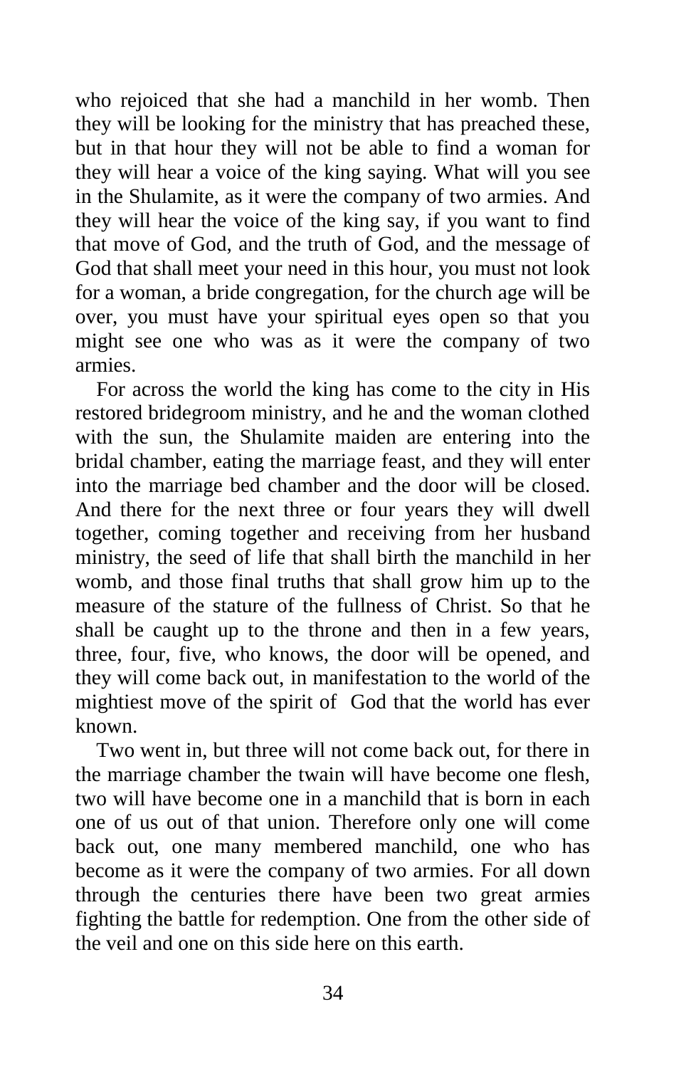who rejoiced that she had a manchild in her womb. Then they will be looking for the ministry that has preached these, but in that hour they will not be able to find a woman for they will hear a voice of the king saying. What will you see in the Shulamite, as it were the company of two armies. And they will hear the voice of the king say, if you want to find that move of God, and the truth of God, and the message of God that shall meet your need in this hour, you must not look for a woman, a bride congregation, for the church age will be over, you must have your spiritual eyes open so that you might see one who was as it were the company of two armies.

For across the world the king has come to the city in His restored bridegroom ministry, and he and the woman clothed with the sun, the Shulamite maiden are entering into the bridal chamber, eating the marriage feast, and they will enter into the marriage bed chamber and the door will be closed. And there for the next three or four years they will dwell together, coming together and receiving from her husband ministry, the seed of life that shall birth the manchild in her womb, and those final truths that shall grow him up to the measure of the stature of the fullness of Christ. So that he shall be caught up to the throne and then in a few years, three, four, five, who knows, the door will be opened, and they will come back out, in manifestation to the world of the mightiest move of the spirit of God that the world has ever known.

Two went in, but three will not come back out, for there in the marriage chamber the twain will have become one flesh, two will have become one in a manchild that is born in each one of us out of that union. Therefore only one will come back out, one many membered manchild, one who has become as it were the company of two armies. For all down through the centuries there have been two great armies fighting the battle for redemption. One from the other side of the veil and one on this side here on this earth.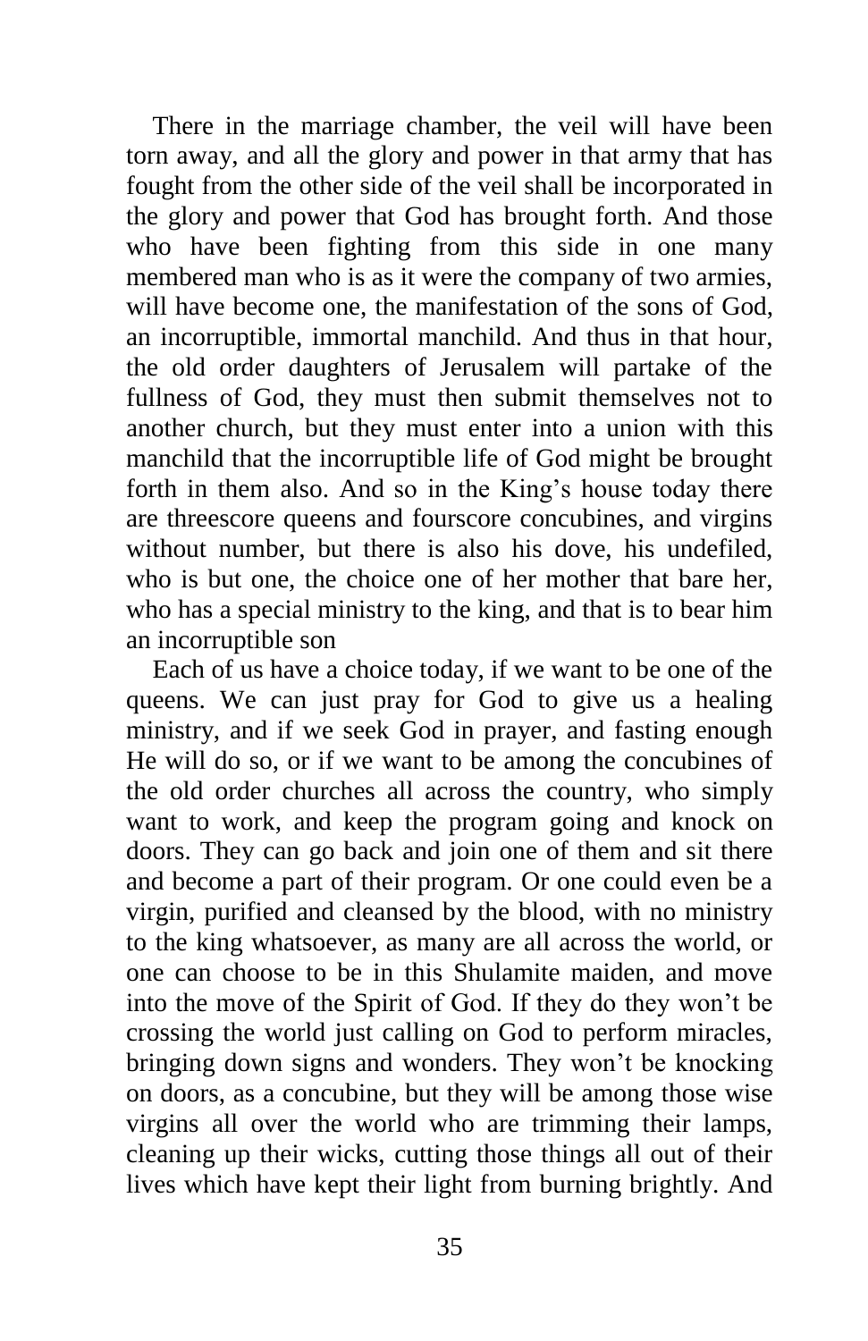There in the marriage chamber, the veil will have been torn away, and all the glory and power in that army that has fought from the other side of the veil shall be incorporated in the glory and power that God has brought forth. And those who have been fighting from this side in one many membered man who is as it were the company of two armies, will have become one, the manifestation of the sons of God, an incorruptible, immortal manchild. And thus in that hour, the old order daughters of Jerusalem will partake of the fullness of God, they must then submit themselves not to another church, but they must enter into a union with this manchild that the incorruptible life of God might be brought forth in them also. And so in the King's house today there are threescore queens and fourscore concubines, and virgins without number, but there is also his dove, his undefiled, who is but one, the choice one of her mother that bare her, who has a special ministry to the king, and that is to bear him an incorruptible son

Each of us have a choice today, if we want to be one of the queens. We can just pray for God to give us a healing ministry, and if we seek God in prayer, and fasting enough He will do so, or if we want to be among the concubines of the old order churches all across the country, who simply want to work, and keep the program going and knock on doors. They can go back and join one of them and sit there and become a part of their program. Or one could even be a virgin, purified and cleansed by the blood, with no ministry to the king whatsoever, as many are all across the world, or one can choose to be in this Shulamite maiden, and move into the move of the Spirit of God. If they do they won't be crossing the world just calling on God to perform miracles, bringing down signs and wonders. They won't be knocking on doors, as a concubine, but they will be among those wise virgins all over the world who are trimming their lamps, cleaning up their wicks, cutting those things all out of their lives which have kept their light from burning brightly. And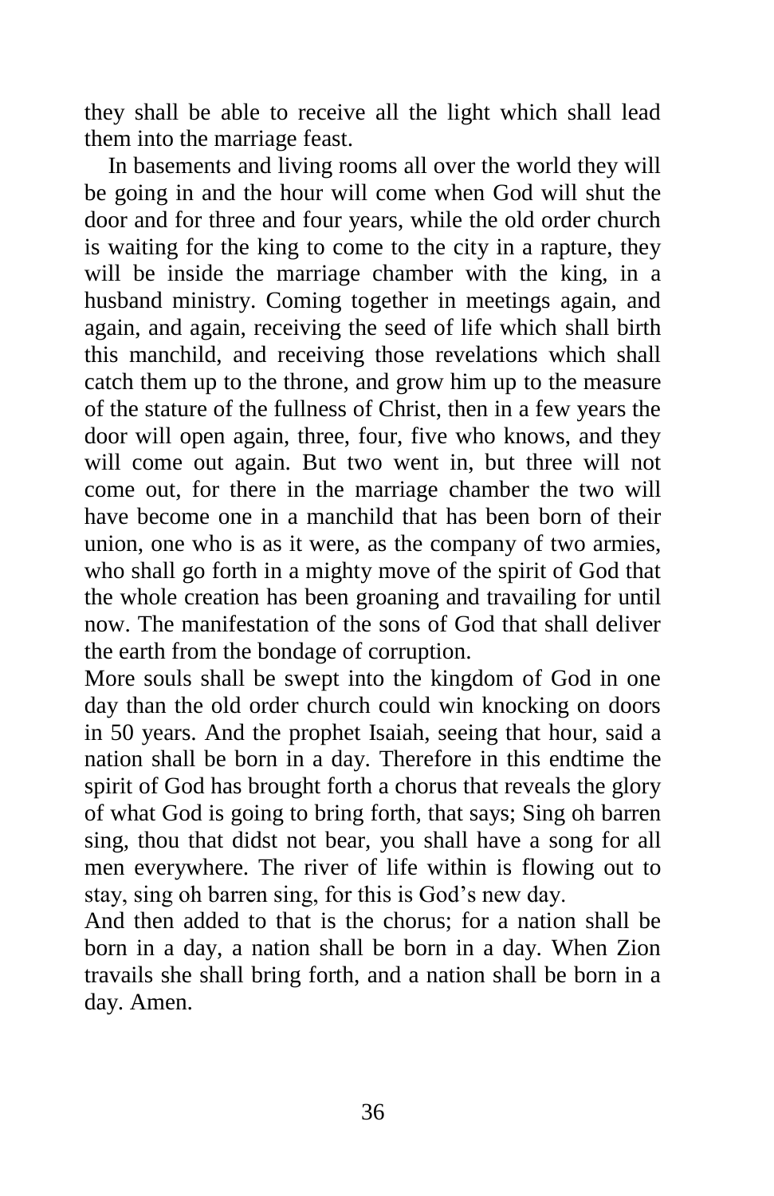they shall be able to receive all the light which shall lead them into the marriage feast.

In basements and living rooms all over the world they will be going in and the hour will come when God will shut the door and for three and four years, while the old order church is waiting for the king to come to the city in a rapture, they will be inside the marriage chamber with the king, in a husband ministry. Coming together in meetings again, and again, and again, receiving the seed of life which shall birth this manchild, and receiving those revelations which shall catch them up to the throne, and grow him up to the measure of the stature of the fullness of Christ, then in a few years the door will open again, three, four, five who knows, and they will come out again. But two went in, but three will not come out, for there in the marriage chamber the two will have become one in a manchild that has been born of their union, one who is as it were, as the company of two armies, who shall go forth in a mighty move of the spirit of God that the whole creation has been groaning and travailing for until now. The manifestation of the sons of God that shall deliver the earth from the bondage of corruption.

More souls shall be swept into the kingdom of God in one day than the old order church could win knocking on doors in 50 years. And the prophet Isaiah, seeing that hour, said a nation shall be born in a day. Therefore in this endtime the spirit of God has brought forth a chorus that reveals the glory of what God is going to bring forth, that says; Sing oh barren sing, thou that didst not bear, you shall have a song for all men everywhere. The river of life within is flowing out to stay, sing oh barren sing, for this is God's new day.

And then added to that is the chorus; for a nation shall be born in a day, a nation shall be born in a day. When Zion travails she shall bring forth, and a nation shall be born in a day. Amen.